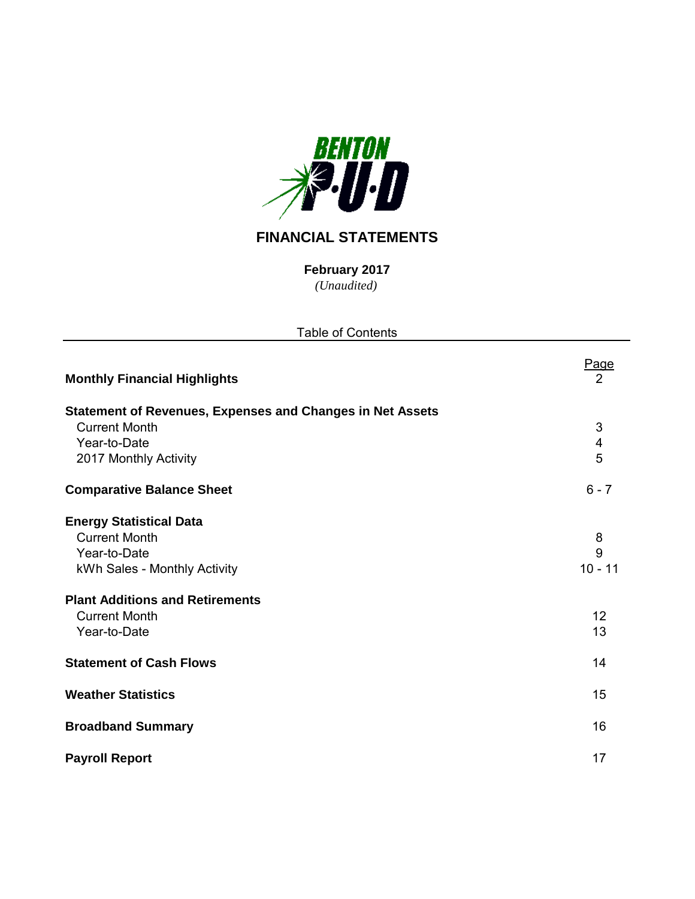BENTON P·U·D

# FINANCIAL STATEMENTS

**February 2017**

*(Unaudited)*

Table of Contents

| | Page |
|---|---|
| **Monthly Financial Highlights** | 2 |
| **Statement of Revenues, Expenses and Changes in Net Assets** | |
| Current Month | 3 |
| Year-to-Date | 4 |
| 2017 Monthly Activity | 5 |
| **Comparative Balance Sheet** | 6 - 7 |
| **Energy Statistical Data** | |
| Current Month | 8 |
| Year-to-Date | 9 |
| kWh Sales - Monthly Activity | 10 - 11 |
| **Plant Additions and Retirements** | |
| Current Month | 12 |
| Year-to-Date | 13 |
| **Statement of Cash Flows** | 14 |
| **Weather Statistics** | 15 |
| **Broadband Summary** | 16 |
| **Payroll Report** | 17 |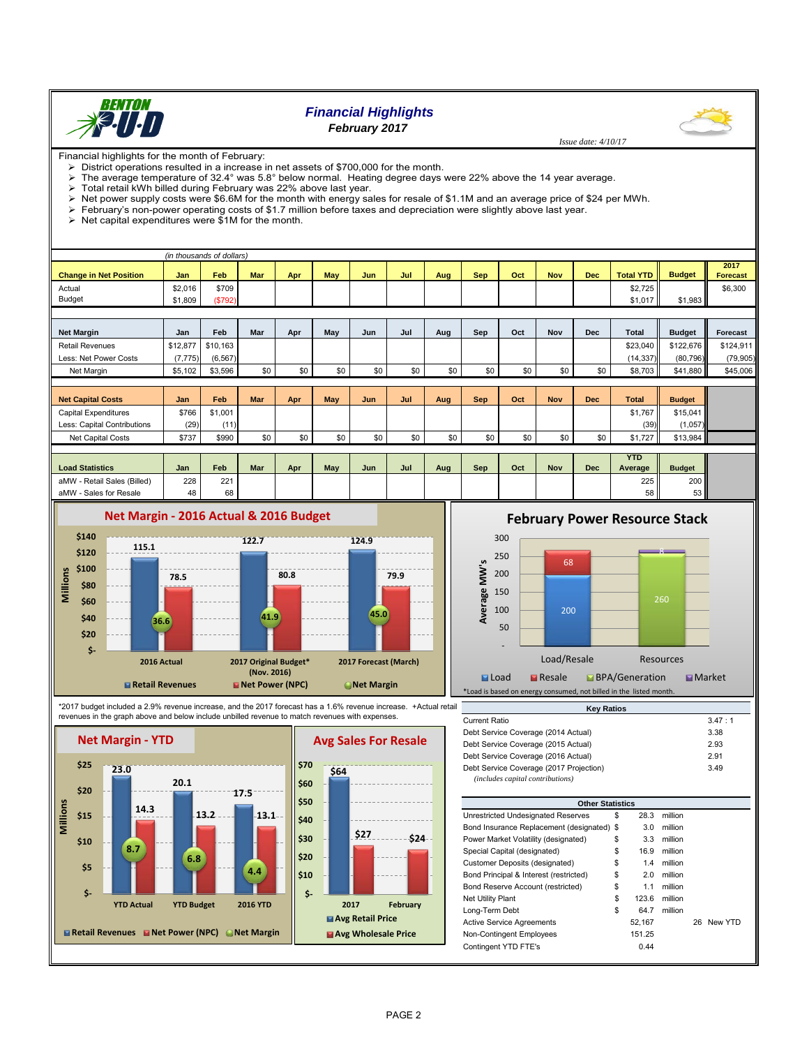# Financial Highlights

## February 2017

*Issue date: 4/10/17*

Financial highlights for the month of February:

- District operations resulted in a increase in net assets of $700,000 for the month.
- The average temperature of 32.4° was 5.8° below normal. Heating degree days were 22% above the 14 year average.
- Total retail kWh billed during February was 22% above last year.
- Net power supply costs were $6.6M for the month with energy sales for resale of $1.1M and an average price of $24 per MWh.
- February's non-power operating costs of $1.7 million before taxes and depreciation were slightly above last year.
- Net capital expenditures were $1M for the month.

*(in thousands of dollars)*

| Change in Net Position | Jan | Feb | Mar | Apr | May | Jun | Jul | Aug | Sep | Oct | Nov | Dec | Total YTD | Budget | 2017 Forecast |
|---|---|---|---|---|---|---|---|---|---|---|---|---|---|---|---|
| Actual | $2,016 | $709 | | | | | | | | | | | $2,725 | | $6,300 |
| Budget | $1,809 | ($792) | | | | | | | | | | | $1,017 | $1,983 | |

| Net Margin | Jan | Feb | Mar | Apr | May | Jun | Jul | Aug | Sep | Oct | Nov | Dec | Total | Budget | Forecast |
|---|---|---|---|---|---|---|---|---|---|---|---|---|---|---|---|
| Retail Revenues | $12,877 | $10,163 | | | | | | | | | | | $23,040 | $122,676 | $124,911 |
| Less: Net Power Costs | (7,775) | (6,567) | | | | | | | | | | | (14,337) | (80,796) | (79,905) |
| Net Margin | $5,102 | $3,596 | $0 | $0 | $0 | $0 | $0 | $0 | $0 | $0 | $0 | $0 | $8,703 | $41,880 | $45,006 |

| Net Capital Costs | Jan | Feb | Mar | Apr | May | Jun | Jul | Aug | Sep | Oct | Nov | Dec | Total | Budget |
|---|---|---|---|---|---|---|---|---|---|---|---|---|---|---|
| Capital Expenditures | $766 | $1,001 | | | | | | | | | | | $1,767 | $15,041 |
| Less: Capital Contributions | (29) | (11) | | | | | | | | | | | (39) | (1,057) |
| Net Capital Costs | $737 | $990 | $0 | $0 | $0 | $0 | $0 | $0 | $0 | $0 | $0 | $0 | $1,727 | $13,984 |

| Load Statistics | Jan | Feb | Mar | Apr | May | Jun | Jul | Aug | Sep | Oct | Nov | Dec | YTD Average | Budget |
|---|---|---|---|---|---|---|---|---|---|---|---|---|---|---|
| aMW - Retail Sales (Billed) | 228 | 221 | | | | | | | | | | | 225 | 200 |
| aMW - Sales for Resale | 48 | 68 | | | | | | | | | | | 58 | 53 |

*2017 budget included a 2.9% revenue increase, and the 2017 forecast has a 1.6% revenue increase. +Actual retail revenues in the graph above and below include unbilled revenue to match revenues with expenses.

*Load is based on energy consumed, not billed in the listed month.

| Key Ratios | |
|---|---|
| Current Ratio | 3.47 : 1 |
| Debt Service Coverage (2014 Actual) | 3.38 |
| Debt Service Coverage (2015 Actual) | 2.93 |
| Debt Service Coverage (2016 Actual) | 2.91 |
| Debt Service Coverage (2017 Projection) *(includes capital contributions)* | 3.49 |

| Other Statistics | | |
|---|---|---|
| Unrestricted Undesignated Reserves | $ 28.3 | million |
| Bond Insurance Replacement (designated) | $ 3.0 | million |
| Power Market Volatility (designated) | $ 3.3 | million |
| Special Capital (designated) | $ 16.9 | million |
| Customer Deposits (designated) | $ 1.4 | million |
| Bond Principal & Interest (restricted) | $ 2.0 | million |
| Bond Reserve Account (restricted) | $ 1.1 | million |
| Net Utility Plant | $ 123.6 | million |
| Long-Term Debt | $ 64.7 | million |
| Active Service Agreements | 52,167 | 26 New YTD |
| Non-Contingent Employees | 151.25 | |
| Contingent YTD FTE's | 0.44 | |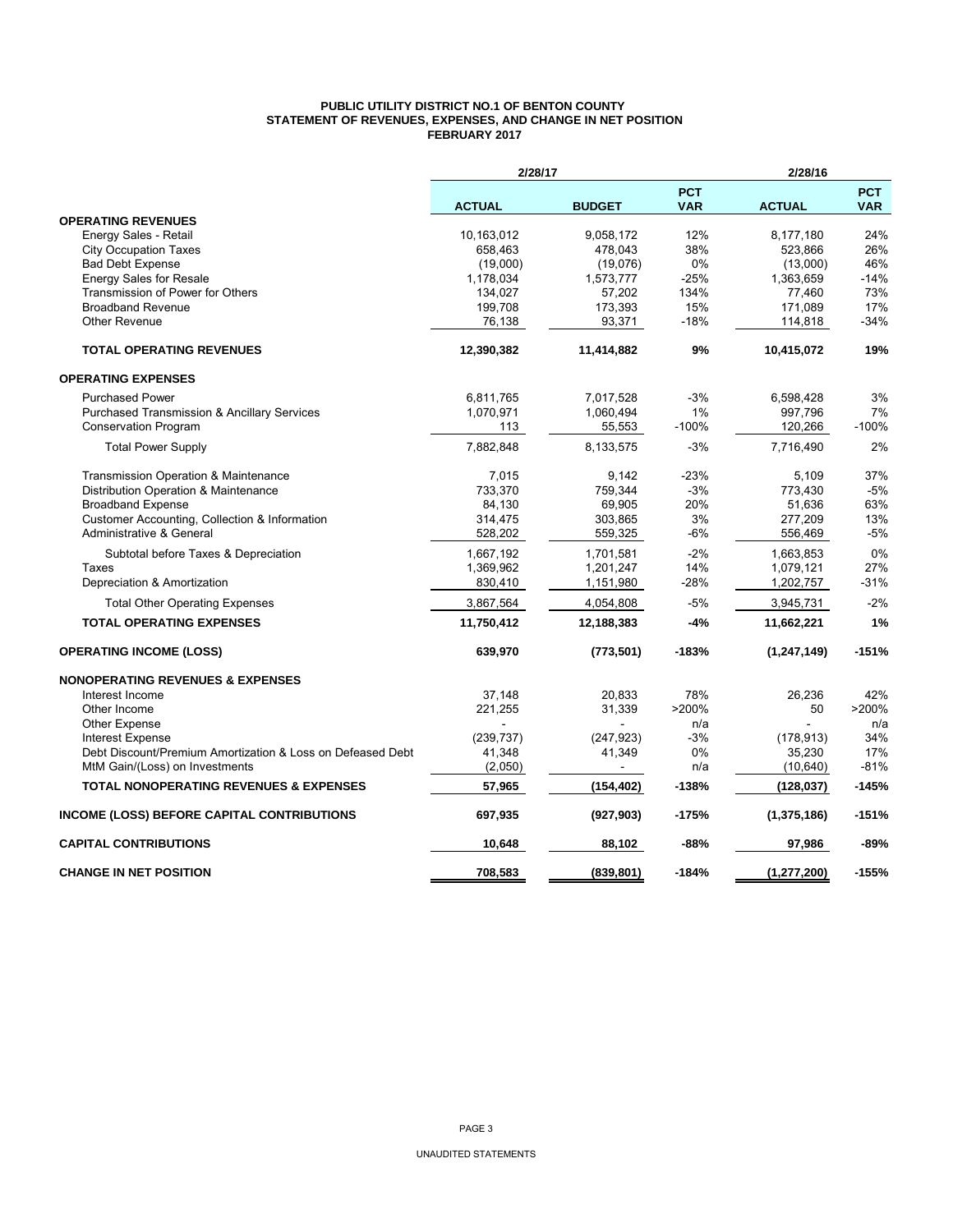# PUBLIC UTILITY DISTRICT NO.1 OF BENTON COUNTY
## STATEMENT OF REVENUES, EXPENSES, AND CHANGE IN NET POSITION
### FEBRUARY 2017

| | 2/28/17 | | | 2/28/16 | |
|---|---|---|---|---|---|
| | **ACTUAL** | **BUDGET** | **PCT VAR** | **ACTUAL** | **PCT VAR** |
| **OPERATING REVENUES** | | | | | |
| Energy Sales - Retail | 10,163,012 | 9,058,172 | 12% | 8,177,180 | 24% |
| City Occupation Taxes | 658,463 | 478,043 | 38% | 523,866 | 26% |
| Bad Debt Expense | (19,000) | (19,076) | 0% | (13,000) | 46% |
| Energy Sales for Resale | 1,178,034 | 1,573,777 | -25% | 1,363,659 | -14% |
| Transmission of Power for Others | 134,027 | 57,202 | 134% | 77,460 | 73% |
| Broadband Revenue | 199,708 | 173,393 | 15% | 171,089 | 17% |
| Other Revenue | 76,138 | 93,371 | -18% | 114,818 | -34% |
| **TOTAL OPERATING REVENUES** | **12,390,382** | **11,414,882** | **9%** | **10,415,072** | **19%** |
| **OPERATING EXPENSES** | | | | | |
| Purchased Power | 6,811,765 | 7,017,528 | -3% | 6,598,428 | 3% |
| Purchased Transmission & Ancillary Services | 1,070,971 | 1,060,494 | 1% | 997,796 | 7% |
| Conservation Program | 113 | 55,553 | -100% | 120,266 | -100% |
| Total Power Supply | 7,882,848 | 8,133,575 | -3% | 7,716,490 | 2% |
| Transmission Operation & Maintenance | 7,015 | 9,142 | -23% | 5,109 | 37% |
| Distribution Operation & Maintenance | 733,370 | 759,344 | -3% | 773,430 | -5% |
| Broadband Expense | 84,130 | 69,905 | 20% | 51,636 | 63% |
| Customer Accounting, Collection & Information | 314,475 | 303,865 | 3% | 277,209 | 13% |
| Administrative & General | 528,202 | 559,325 | -6% | 556,469 | -5% |
| Subtotal before Taxes & Depreciation | 1,667,192 | 1,701,581 | -2% | 1,663,853 | 0% |
| Taxes | 1,369,962 | 1,201,247 | 14% | 1,079,121 | 27% |
| Depreciation & Amortization | 830,410 | 1,151,980 | -28% | 1,202,757 | -31% |
| Total Other Operating Expenses | 3,867,564 | 4,054,808 | -5% | 3,945,731 | -2% |
| **TOTAL OPERATING EXPENSES** | **11,750,412** | **12,188,383** | **-4%** | **11,662,221** | **1%** |
| **OPERATING INCOME (LOSS)** | **639,970** | **(773,501)** | **-183%** | **(1,247,149)** | **-151%** |
| **NONOPERATING REVENUES & EXPENSES** | | | | | |
| Interest Income | 37,148 | 20,833 | 78% | 26,236 | 42% |
| Other Income | 221,255 | 31,339 | >200% | 50 | >200% |
| Other Expense | - | - | n/a | - | n/a |
| Interest Expense | (239,737) | (247,923) | -3% | (178,913) | 34% |
| Debt Discount/Premium Amortization & Loss on Defeased Debt | 41,348 | 41,349 | 0% | 35,230 | 17% |
| MtM Gain/(Loss) on Investments | (2,050) | - | n/a | (10,640) | -81% |
| **TOTAL NONOPERATING REVENUES & EXPENSES** | **57,965** | **(154,402)** | **-138%** | **(128,037)** | **-145%** |
| **INCOME (LOSS) BEFORE CAPITAL CONTRIBUTIONS** | **697,935** | **(927,903)** | **-175%** | **(1,375,186)** | **-151%** |
| **CAPITAL CONTRIBUTIONS** | **10,648** | **88,102** | **-88%** | **97,986** | **-89%** |
| **CHANGE IN NET POSITION** | **708,583** | **(839,801)** | **-184%** | **(1,277,200)** | **-155%** |

UNAUDITED STATEMENTS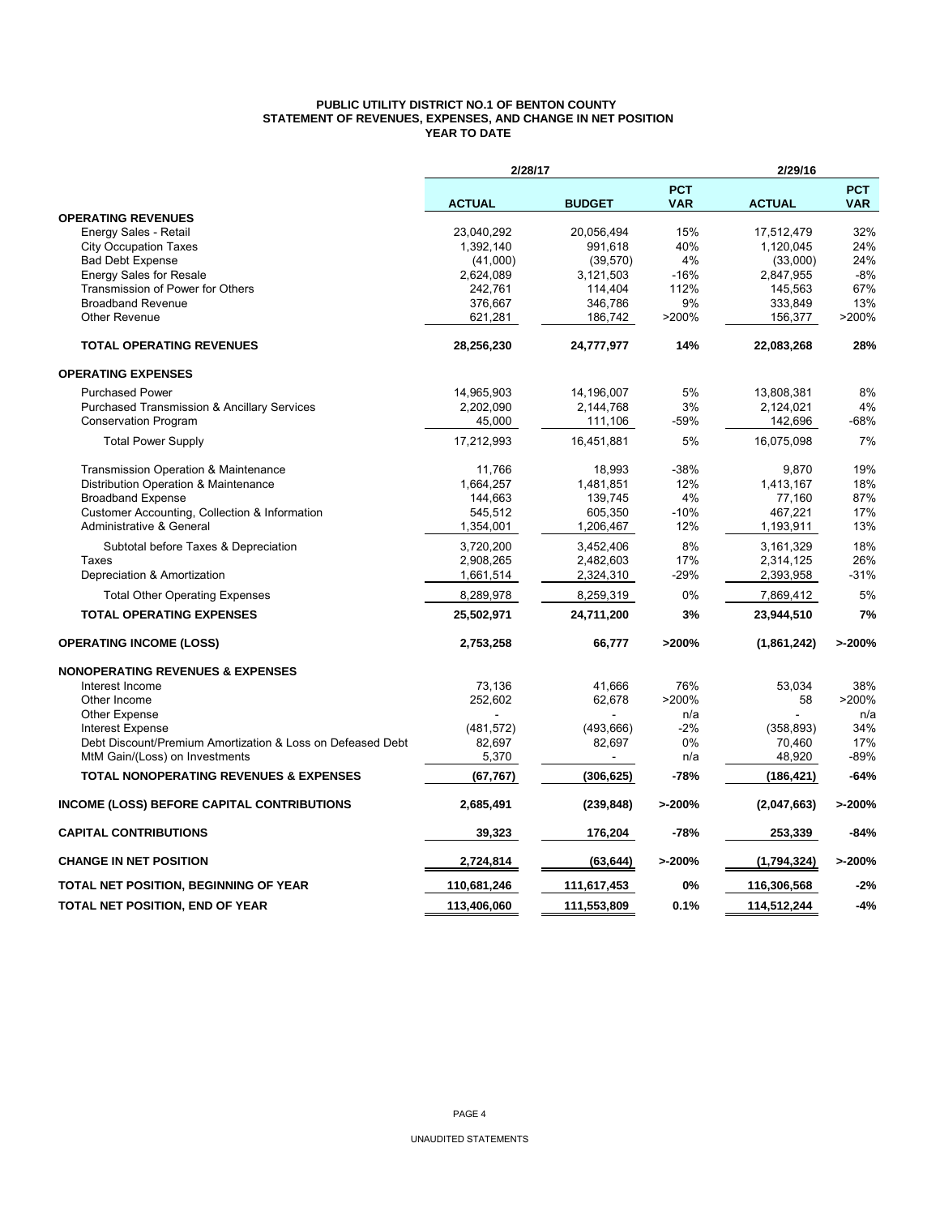**PUBLIC UTILITY DISTRICT NO.1 OF BENTON COUNTY**
**STATEMENT OF REVENUES, EXPENSES, AND CHANGE IN NET POSITION**
**YEAR TO DATE**

| | 2/28/17 | | | 2/29/16 | |
|---|---|---|---|---|---|
| | **ACTUAL** | **BUDGET** | **PCT VAR** | **ACTUAL** | **PCT VAR** |
| **OPERATING REVENUES** | | | | | |
| Energy Sales - Retail | 23,040,292 | 20,056,494 | 15% | 17,512,479 | 32% |
| City Occupation Taxes | 1,392,140 | 991,618 | 40% | 1,120,045 | 24% |
| Bad Debt Expense | (41,000) | (39,570) | 4% | (33,000) | 24% |
| Energy Sales for Resale | 2,624,089 | 3,121,503 | -16% | 2,847,955 | -8% |
| Transmission of Power for Others | 242,761 | 114,404 | 112% | 145,563 | 67% |
| Broadband Revenue | 376,667 | 346,786 | 9% | 333,849 | 13% |
| Other Revenue | 621,281 | 186,742 | >200% | 156,377 | >200% |
| **TOTAL OPERATING REVENUES** | **28,256,230** | **24,777,977** | **14%** | **22,083,268** | **28%** |
| **OPERATING EXPENSES** | | | | | |
| Purchased Power | 14,965,903 | 14,196,007 | 5% | 13,808,381 | 8% |
| Purchased Transmission & Ancillary Services | 2,202,090 | 2,144,768 | 3% | 2,124,021 | 4% |
| Conservation Program | 45,000 | 111,106 | -59% | 142,696 | -68% |
| Total Power Supply | 17,212,993 | 16,451,881 | 5% | 16,075,098 | 7% |
| Transmission Operation & Maintenance | 11,766 | 18,993 | -38% | 9,870 | 19% |
| Distribution Operation & Maintenance | 1,664,257 | 1,481,851 | 12% | 1,413,167 | 18% |
| Broadband Expense | 144,663 | 139,745 | 4% | 77,160 | 87% |
| Customer Accounting, Collection & Information | 545,512 | 605,350 | -10% | 467,221 | 17% |
| Administrative & General | 1,354,001 | 1,206,467 | 12% | 1,193,911 | 13% |
| Subtotal before Taxes & Depreciation | 3,720,200 | 3,452,406 | 8% | 3,161,329 | 18% |
| Taxes | 2,908,265 | 2,482,603 | 17% | 2,314,125 | 26% |
| Depreciation & Amortization | 1,661,514 | 2,324,310 | -29% | 2,393,958 | -31% |
| Total Other Operating Expenses | 8,289,978 | 8,259,319 | 0% | 7,869,412 | 5% |
| **TOTAL OPERATING EXPENSES** | **25,502,971** | **24,711,200** | **3%** | **23,944,510** | **7%** |
| **OPERATING INCOME (LOSS)** | **2,753,258** | **66,777** | **>200%** | **(1,861,242)** | **>-200%** |
| **NONOPERATING REVENUES & EXPENSES** | | | | | |
| Interest Income | 73,136 | 41,666 | 76% | 53,034 | 38% |
| Other Income | 252,602 | 62,678 | >200% | 58 | >200% |
| Other Expense | - | - | n/a | - | n/a |
| Interest Expense | (481,572) | (493,666) | -2% | (358,893) | 34% |
| Debt Discount/Premium Amortization & Loss on Defeased Debt | 82,697 | 82,697 | 0% | 70,460 | 17% |
| MtM Gain/(Loss) on Investments | 5,370 | - | n/a | 48,920 | -89% |
| **TOTAL NONOPERATING REVENUES & EXPENSES** | **(67,767)** | **(306,625)** | **-78%** | **(186,421)** | **-64%** |
| **INCOME (LOSS) BEFORE CAPITAL CONTRIBUTIONS** | **2,685,491** | **(239,848)** | **>-200%** | **(2,047,663)** | **>-200%** |
| **CAPITAL CONTRIBUTIONS** | **39,323** | **176,204** | **-78%** | **253,339** | **-84%** |
| **CHANGE IN NET POSITION** | **2,724,814** | **(63,644)** | **>-200%** | **(1,794,324)** | **>-200%** |
| **TOTAL NET POSITION, BEGINNING OF YEAR** | **110,681,246** | **111,617,453** | **0%** | **116,306,568** | **-2%** |
| **TOTAL NET POSITION, END OF YEAR** | **113,406,060** | **111,553,809** | **0.1%** | **114,512,244** | **-4%** |

UNAUDITED STATEMENTS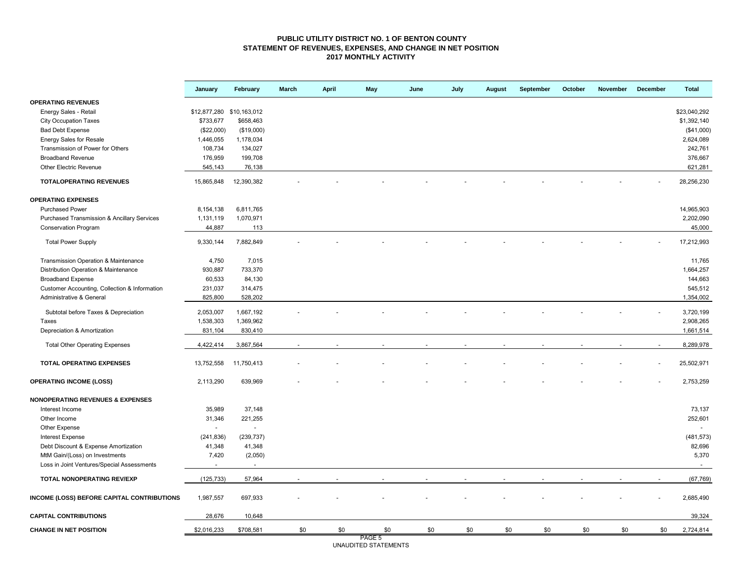# PUBLIC UTILITY DISTRICT NO. 1 OF BENTON COUNTY
## STATEMENT OF REVENUES, EXPENSES, AND CHANGE IN NET POSITION
### 2017 MONTHLY ACTIVITY

| | January | February | March | April | May | June | July | August | September | October | November | December | Total |
|---|---|---|---|---|---|---|---|---|---|---|---|---|---|
| **OPERATING REVENUES** | | | | | | | | | | | | | |
| Energy Sales - Retail | $12,877,280 | $10,163,012 | | | | | | | | | | | $23,040,292 |
| City Occupation Taxes | $733,677 | $658,463 | | | | | | | | | | | $1,392,140 |
| Bad Debt Expense | ($22,000) | ($19,000) | | | | | | | | | | | ($41,000) |
| Energy Sales for Resale | 1,446,055 | 1,178,034 | | | | | | | | | | | 2,624,089 |
| Transmission of Power for Others | 108,734 | 134,027 | | | | | | | | | | | 242,761 |
| Broadband Revenue | 176,959 | 199,708 | | | | | | | | | | | 376,667 |
| Other Electric Revenue | 545,143 | 76,138 | | | | | | | | | | | 621,281 |
| **TOTALOPERATING REVENUES** | 15,865,848 | 12,390,382 | - | - | - | - | - | - | - | - | - | - | 28,256,230 |
| **OPERATING EXPENSES** | | | | | | | | | | | | | |
| Purchased Power | 8,154,138 | 6,811,765 | | | | | | | | | | | 14,965,903 |
| Purchased Transmission & Ancillary Services | 1,131,119 | 1,070,971 | | | | | | | | | | | 2,202,090 |
| Conservation Program | 44,887 | 113 | | | | | | | | | | | 45,000 |
| Total Power Supply | 9,330,144 | 7,882,849 | - | - | - | - | - | - | - | - | - | - | 17,212,993 |
| Transmission Operation & Maintenance | 4,750 | 7,015 | | | | | | | | | | | 11,765 |
| Distribution Operation & Maintenance | 930,887 | 733,370 | | | | | | | | | | | 1,664,257 |
| Broadband Expense | 60,533 | 84,130 | | | | | | | | | | | 144,663 |
| Customer Accounting, Collection & Information | 231,037 | 314,475 | | | | | | | | | | | 545,512 |
| Administrative & General | 825,800 | 528,202 | | | | | | | | | | | 1,354,002 |
| Subtotal before Taxes & Depreciation | 2,053,007 | 1,667,192 | - | - | - | - | - | - | - | - | - | - | 3,720,199 |
| Taxes | 1,538,303 | 1,369,962 | | | | | | | | | | | 2,908,265 |
| Depreciation & Amortization | 831,104 | 830,410 | | | | | | | | | | | 1,661,514 |
| Total Other Operating Expenses | 4,422,414 | 3,867,564 | - | - | - | - | - | - | - | - | - | - | 8,289,978 |
| **TOTAL OPERATING EXPENSES** | 13,752,558 | 11,750,413 | - | - | - | - | - | - | - | - | - | - | 25,502,971 |
| **OPERATING INCOME (LOSS)** | 2,113,290 | 639,969 | - | - | - | - | - | - | - | - | - | - | 2,753,259 |
| **NONOPERATING REVENUES & EXPENSES** | | | | | | | | | | | | | |
| Interest Income | 35,989 | 37,148 | | | | | | | | | | | 73,137 |
| Other Income | 31,346 | 221,255 | | | | | | | | | | | 252,601 |
| Other Expense | - | - | | | | | | | | | | | - |
| Interest Expense | (241,836) | (239,737) | | | | | | | | | | | (481,573) |
| Debt Discount & Expense Amortization | 41,348 | 41,348 | | | | | | | | | | | 82,696 |
| MtM Gain/(Loss) on Investments | 7,420 | (2,050) | | | | | | | | | | | 5,370 |
| Loss in Joint Ventures/Special Assessments | - | - | | | | | | | | | | | - |
| **TOTAL NONOPERATING REV/EXP** | (125,733) | 57,964 | - | - | - | - | - | - | - | - | - | - | (67,769) |
| **INCOME (LOSS) BEFORE CAPITAL CONTRIBUTIONS** | 1,987,557 | 697,933 | - | - | - | - | - | - | - | - | - | - | 2,685,490 |
| **CAPITAL CONTRIBUTIONS** | 28,676 | 10,648 | | | | | | | | | | | 39,324 |
| **CHANGE IN NET POSITION** | $2,016,233 | $708,581 | $0 | $0 | $0 | $0 | $0 | $0 | $0 | $0 | $0 | $0 | 2,724,814 |

UNAUDITED STATEMENTS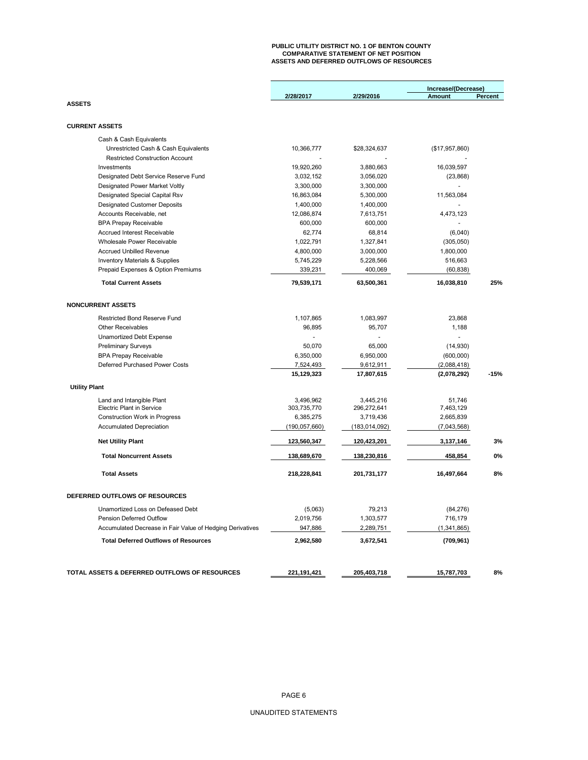# PUBLIC UTILITY DISTRICT NO. 1 OF BENTON COUNTY
## COMPARATIVE STATEMENT OF NET POSITION
## ASSETS AND DEFERRED OUTFLOWS OF RESOURCES

| | 2/28/2017 | 2/29/2016 | Increase/(Decrease) Amount | Percent |
|---|---|---|---|---|
| **ASSETS** | | | | |
| **CURRENT ASSETS** | | | | |
| Cash & Cash Equivalents | | | | |
| Unrestricted Cash & Cash Equivalents | 10,366,777 | $28,324,637 | ($17,957,860) | |
| Restricted Construction Account | - | - | - | |
| Investments | 19,920,260 | 3,880,663 | 16,039,597 | |
| Designated Debt Service Reserve Fund | 3,032,152 | 3,056,020 | (23,868) | |
| Designated Power Market Voltly | 3,300,000 | 3,300,000 | - | |
| Designated Special Capital Rsv | 16,863,084 | 5,300,000 | 11,563,084 | |
| Designated Customer Deposits | 1,400,000 | 1,400,000 | - | |
| Accounts Receivable, net | 12,086,874 | 7,613,751 | 4,473,123 | |
| BPA Prepay Receivable | 600,000 | 600,000 | - | |
| Accrued Interest Receivable | 62,774 | 68,814 | (6,040) | |
| Wholesale Power Receivable | 1,022,791 | 1,327,841 | (305,050) | |
| Accrued Unbilled Revenue | 4,800,000 | 3,000,000 | 1,800,000 | |
| Inventory Materials & Supplies | 5,745,229 | 5,228,566 | 516,663 | |
| Prepaid Expenses & Option Premiums | 339,231 | 400,069 | (60,838) | |
| **Total Current Assets** | **79,539,171** | **63,500,361** | **16,038,810** | **25%** |
| **NONCURRENT ASSETS** | | | | |
| Restricted Bond Reserve Fund | 1,107,865 | 1,083,997 | 23,868 | |
| Other Receivables | 96,895 | 95,707 | 1,188 | |
| Unamortized Debt Expense | - | - | - | |
| Preliminary Surveys | 50,070 | 65,000 | (14,930) | |
| BPA Prepay Receivable | 6,350,000 | 6,950,000 | (600,000) | |
| Deferred Purchased Power Costs | 7,524,493 | 9,612,911 | (2,088,418) | |
| | **15,129,323** | **17,807,615** | **(2,078,292)** | **-15%** |
| **Utility Plant** | | | | |
| Land and Intangible Plant | 3,496,962 | 3,445,216 | 51,746 | |
| Electric Plant in Service | 303,735,770 | 296,272,641 | 7,463,129 | |
| Construction Work in Progress | 6,385,275 | 3,719,436 | 2,665,839 | |
| Accumulated Depreciation | (190,057,660) | (183,014,092) | (7,043,568) | |
| **Net Utility Plant** | **123,560,347** | **120,423,201** | **3,137,146** | **3%** |
| **Total Noncurrent Assets** | **138,689,670** | **138,230,816** | **458,854** | **0%** |
| **Total Assets** | **218,228,841** | **201,731,177** | **16,497,664** | **8%** |
| **DEFERRED OUTFLOWS OF RESOURCES** | | | | |
| Unamortized Loss on Defeased Debt | (5,063) | 79,213 | (84,276) | |
| Pension Deferred Outflow | 2,019,756 | 1,303,577 | 716,179 | |
| Accumulated Decrease in Fair Value of Hedging Derivatives | 947,886 | 2,289,751 | (1,341,865) | |
| **Total Deferred Outflows of Resources** | **2,962,580** | **3,672,541** | **(709,961)** | |
| **TOTAL ASSETS & DEFERRED OUTFLOWS OF RESOURCES** | **221,191,421** | **205,403,718** | **15,787,703** | **8%** |

UNAUDITED STATEMENTS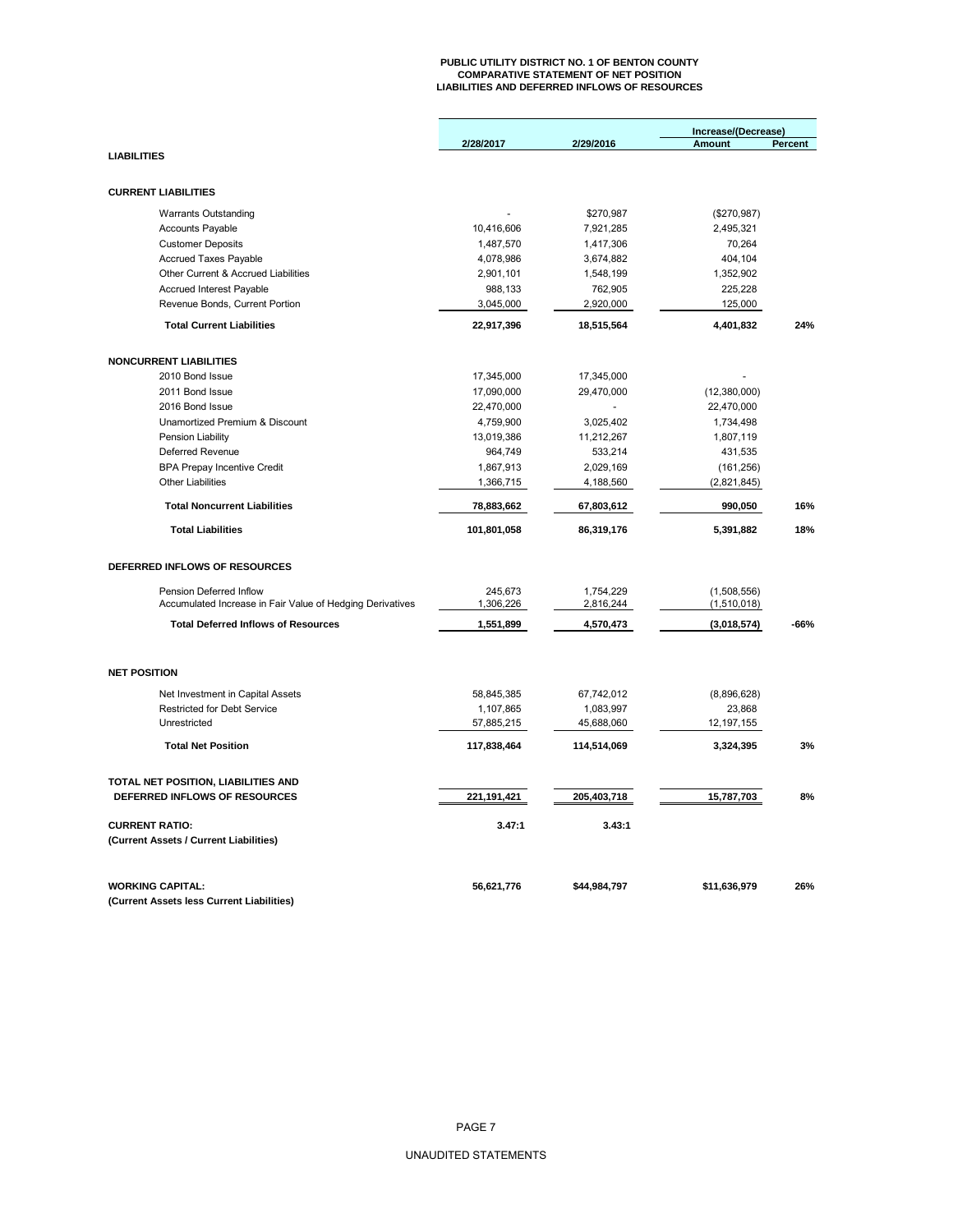# PUBLIC UTILITY DISTRICT NO. 1 OF BENTON COUNTY
## COMPARATIVE STATEMENT OF NET POSITION
## LIABILITIES AND DEFERRED INFLOWS OF RESOURCES

| | 2/28/2017 | 2/29/2016 | Increase/(Decrease) Amount | Percent |
|---|---|---|---|---|
| **LIABILITIES** | | | | |
| **CURRENT LIABILITIES** | | | | |
| Warrants Outstanding | - | $270,987 | ($270,987) | |
| Accounts Payable | 10,416,606 | 7,921,285 | 2,495,321 | |
| Customer Deposits | 1,487,570 | 1,417,306 | 70,264 | |
| Accrued Taxes Payable | 4,078,986 | 3,674,882 | 404,104 | |
| Other Current & Accrued Liabilities | 2,901,101 | 1,548,199 | 1,352,902 | |
| Accrued Interest Payable | 988,133 | 762,905 | 225,228 | |
| Revenue Bonds, Current Portion | 3,045,000 | 2,920,000 | 125,000 | |
| **Total Current Liabilities** | **22,917,396** | **18,515,564** | **4,401,832** | **24%** |
| **NONCURRENT LIABILITIES** | | | | |
| 2010 Bond Issue | 17,345,000 | 17,345,000 | - | |
| 2011 Bond Issue | 17,090,000 | 29,470,000 | (12,380,000) | |
| 2016 Bond Issue | 22,470,000 | - | 22,470,000 | |
| Unamortized Premium & Discount | 4,759,900 | 3,025,402 | 1,734,498 | |
| Pension Liability | 13,019,386 | 11,212,267 | 1,807,119 | |
| Deferred Revenue | 964,749 | 533,214 | 431,535 | |
| BPA Prepay Incentive Credit | 1,867,913 | 2,029,169 | (161,256) | |
| Other Liabilities | 1,366,715 | 4,188,560 | (2,821,845) | |
| **Total Noncurrent Liabilities** | **78,883,662** | **67,803,612** | **990,050** | **16%** |
| **Total Liabilities** | **101,801,058** | **86,319,176** | **5,391,882** | **18%** |
| **DEFERRED INFLOWS OF RESOURCES** | | | | |
| Pension Deferred Inflow | 245,673 | 1,754,229 | (1,508,556) | |
| Accumulated Increase in Fair Value of Hedging Derivatives | 1,306,226 | 2,816,244 | (1,510,018) | |
| **Total Deferred Inflows of Resources** | **1,551,899** | **4,570,473** | **(3,018,574)** | **-66%** |
| **NET POSITION** | | | | |
| Net Investment in Capital Assets | 58,845,385 | 67,742,012 | (8,896,628) | |
| Restricted for Debt Service | 1,107,865 | 1,083,997 | 23,868 | |
| Unrestricted | 57,885,215 | 45,688,060 | 12,197,155 | |
| **Total Net Position** | **117,838,464** | **114,514,069** | **3,324,395** | **3%** |
| **TOTAL NET POSITION, LIABILITIES AND DEFERRED INFLOWS OF RESOURCES** | **221,191,421** | **205,403,718** | **15,787,703** | **8%** |
| **CURRENT RATIO:** **(Current Assets / Current Liabilities)** | **3.47:1** | **3.43:1** | | |
| **WORKING CAPITAL:** **(Current Assets less Current Liabilities)** | **56,621,776** | **$44,984,797** | **$11,636,979** | **26%** |

UNAUDITED STATEMENTS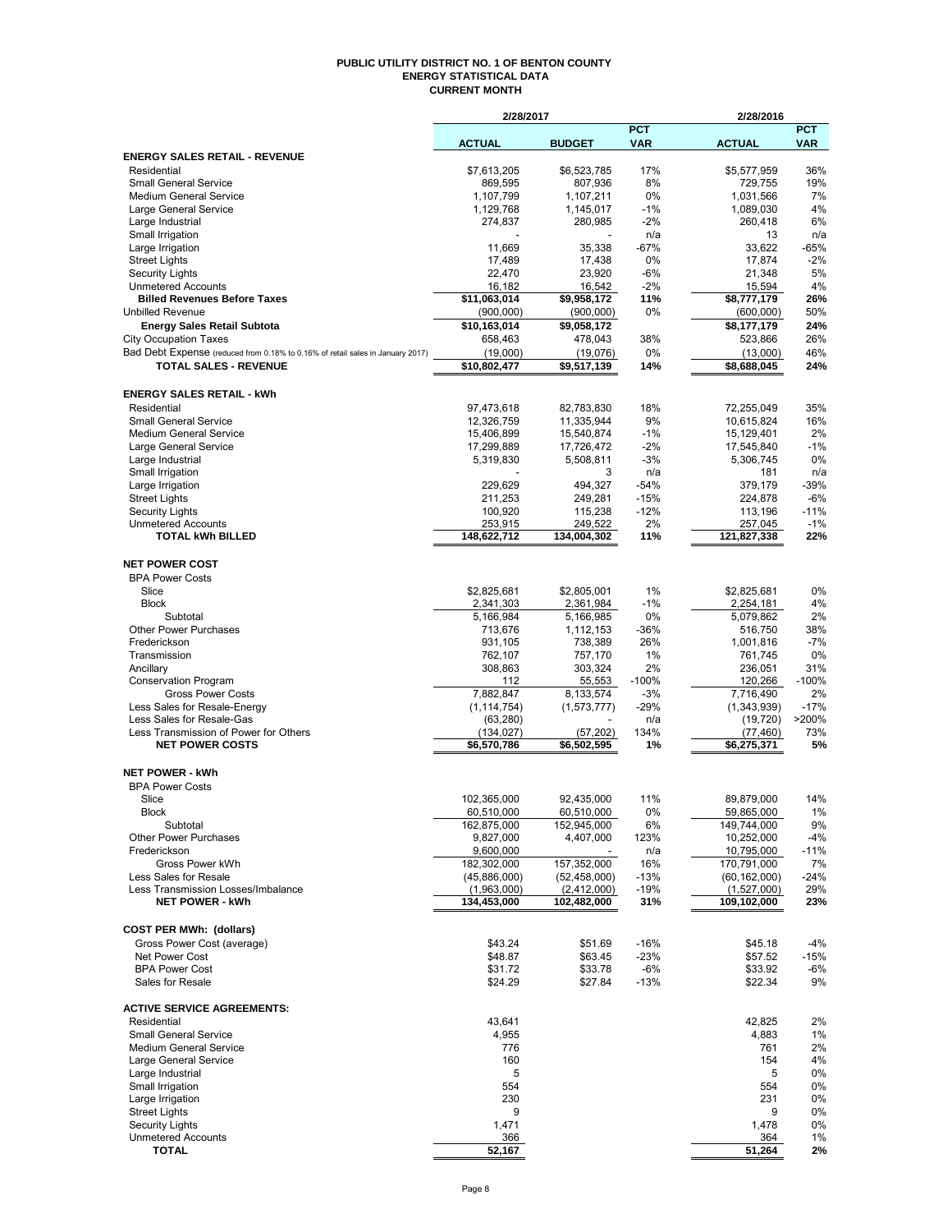# PUBLIC UTILITY DISTRICT NO. 1 OF BENTON COUNTY
## ENERGY STATISTICAL DATA
### CURRENT MONTH

| | 2/28/2017 | | | 2/28/2016 | |
|---|---|---|---|---|---|
| | ACTUAL | BUDGET | PCT VAR | ACTUAL | PCT VAR |
| **ENERGY SALES RETAIL - REVENUE** | | | | | |
| Residential | $7,613,205 | $6,523,785 | 17% | $5,577,959 | 36% |
| Small General Service | 869,595 | 807,936 | 8% | 729,755 | 19% |
| Medium General Service | 1,107,799 | 1,107,211 | 0% | 1,031,566 | 7% |
| Large General Service | 1,129,768 | 1,145,017 | -1% | 1,089,030 | 4% |
| Large Industrial | 274,837 | 280,985 | -2% | 260,418 | 6% |
| Small Irrigation | - | - | n/a | 13 | n/a |
| Large Irrigation | 11,669 | 35,338 | -67% | 33,622 | -65% |
| Street Lights | 17,489 | 17,438 | 0% | 17,874 | -2% |
| Security Lights | 22,470 | 23,920 | -6% | 21,348 | 5% |
| Unmetered Accounts | 16,182 | 16,542 | -2% | 15,594 | 4% |
| **Billed Revenues Before Taxes** | $11,063,014 | $9,958,172 | 11% | $8,777,179 | 26% |
| Unbilled Revenue | (900,000) | (900,000) | 0% | (600,000) | 50% |
| **Energy Sales Retail Subtota** | $10,163,014 | $9,058,172 | | $8,177,179 | 24% |
| City Occupation Taxes | 658,463 | 478,043 | 38% | 523,866 | 26% |
| Bad Debt Expense (reduced from 0.18% to 0.16% of retail sales in January 2017) | (19,000) | (19,076) | 0% | (13,000) | 46% |
| **TOTAL SALES - REVENUE** | $10,802,477 | $9,517,139 | 14% | $8,688,045 | 24% |
| | | | | | |
| **ENERGY SALES RETAIL - kWh** | | | | | |
| Residential | 97,473,618 | 82,783,830 | 18% | 72,255,049 | 35% |
| Small General Service | 12,326,759 | 11,335,944 | 9% | 10,615,824 | 16% |
| Medium General Service | 15,406,899 | 15,540,874 | -1% | 15,129,401 | 2% |
| Large General Service | 17,299,889 | 17,726,472 | -2% | 17,545,840 | -1% |
| Large Industrial | 5,319,830 | 5,508,811 | -3% | 5,306,745 | 0% |
| Small Irrigation | - | 3 | n/a | 181 | n/a |
| Large Irrigation | 229,629 | 494,327 | -54% | 379,179 | -39% |
| Street Lights | 211,253 | 249,281 | -15% | 224,878 | -6% |
| Security Lights | 100,920 | 115,238 | -12% | 113,196 | -11% |
| Unmetered Accounts | 253,915 | 249,522 | 2% | 257,045 | -1% |
| **TOTAL kWh BILLED** | 148,622,712 | 134,004,302 | 11% | 121,827,338 | 22% |
| | | | | | |
| **NET POWER COST** | | | | | |
| BPA Power Costs | | | | | |
| Slice | $2,825,681 | $2,805,001 | 1% | $2,825,681 | 0% |
| Block | 2,341,303 | 2,361,984 | -1% | 2,254,181 | 4% |
| Subtotal | 5,166,984 | 5,166,985 | 0% | 5,079,862 | 2% |
| Other Power Purchases | 713,676 | 1,112,153 | -36% | 516,750 | 38% |
| Frederickson | 931,105 | 738,389 | 26% | 1,001,816 | -7% |
| Transmission | 762,107 | 757,170 | 1% | 761,745 | 0% |
| Ancillary | 308,863 | 303,324 | 2% | 236,051 | 31% |
| Conservation Program | 112 | 55,553 | -100% | 120,266 | -100% |
| Gross Power Costs | 7,882,847 | 8,133,574 | -3% | 7,716,490 | 2% |
| Less Sales for Resale-Energy | (1,114,754) | (1,573,777) | -29% | (1,343,939) | -17% |
| Less Sales for Resale-Gas | (63,280) | - | n/a | (19,720) | >200% |
| Less Transmission of Power for Others | (134,027) | (57,202) | 134% | (77,460) | 73% |
| **NET POWER COSTS** | $6,570,786 | $6,502,595 | 1% | $6,275,371 | 5% |
| | | | | | |
| **NET POWER - kWh** | | | | | |
| BPA Power Costs | | | | | |
| Slice | 102,365,000 | 92,435,000 | 11% | 89,879,000 | 14% |
| Block | 60,510,000 | 60,510,000 | 0% | 59,865,000 | 1% |
| Subtotal | 162,875,000 | 152,945,000 | 6% | 149,744,000 | 9% |
| Other Power Purchases | 9,827,000 | 4,407,000 | 123% | 10,252,000 | -4% |
| Frederickson | 9,600,000 | - | n/a | 10,795,000 | -11% |
| Gross Power kWh | 182,302,000 | 157,352,000 | 16% | 170,791,000 | 7% |
| Less Sales for Resale | (45,886,000) | (52,458,000) | -13% | (60,162,000) | -24% |
| Less Transmission Losses/Imbalance | (1,963,000) | (2,412,000) | -19% | (1,527,000) | 29% |
| **NET POWER - kWh** | 134,453,000 | 102,482,000 | 31% | 109,102,000 | 23% |
| | | | | | |
| **COST PER MWh: (dollars)** | | | | | |
| Gross Power Cost (average) | $43.24 | $51.69 | -16% | $45.18 | -4% |
| Net Power Cost | $48.87 | $63.45 | -23% | $57.52 | -15% |
| BPA Power Cost | $31.72 | $33.78 | -6% | $33.92 | -6% |
| Sales for Resale | $24.29 | $27.84 | -13% | $22.34 | 9% |
| | | | | | |
| **ACTIVE SERVICE AGREEMENTS:** | | | | | |
| Residential | 43,641 | | | 42,825 | 2% |
| Small General Service | 4,955 | | | 4,883 | 1% |
| Medium General Service | 776 | | | 761 | 2% |
| Large General Service | 160 | | | 154 | 4% |
| Large Industrial | 5 | | | 5 | 0% |
| Small Irrigation | 554 | | | 554 | 0% |
| Large Irrigation | 230 | | | 231 | 0% |
| Street Lights | 9 | | | 9 | 0% |
| Security Lights | 1,471 | | | 1,478 | 0% |
| Unmetered Accounts | 366 | | | 364 | 1% |
| **TOTAL** | 52,167 | | | 51,264 | 2% |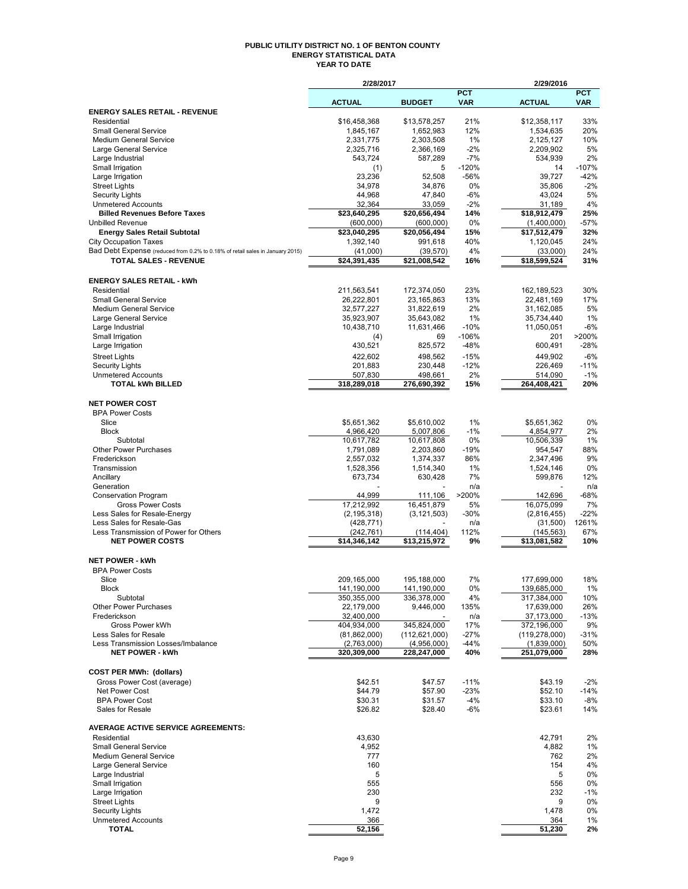# PUBLIC UTILITY DISTRICT NO. 1 OF BENTON COUNTY
## ENERGY STATISTICAL DATA
### YEAR TO DATE

| | 2/28/2017 | | | 2/29/2016 | |
|---|---|---|---|---|---|
| | ACTUAL | BUDGET | PCT VAR | ACTUAL | PCT VAR |
| **ENERGY SALES RETAIL - REVENUE** | | | | | |
| Residential | $16,458,368 | $13,578,257 | 21% | $12,358,117 | 33% |
| Small General Service | 1,845,167 | 1,652,983 | 12% | 1,534,635 | 20% |
| Medium General Service | 2,331,775 | 2,303,508 | 1% | 2,125,127 | 10% |
| Large General Service | 2,325,716 | 2,366,169 | -2% | 2,209,902 | 5% |
| Large Industrial | 543,724 | 587,289 | -7% | 534,939 | 2% |
| Small Irrigation | (1) | 5 | -120% | 14 | -107% |
| Large Irrigation | 23,236 | 52,508 | -56% | 39,727 | -42% |
| Street Lights | 34,978 | 34,876 | 0% | 35,806 | -2% |
| Security Lights | 44,968 | 47,840 | -6% | 43,024 | 5% |
| Unmetered Accounts | 32,364 | 33,059 | -2% | 31,189 | 4% |
| **Billed Revenues Before Taxes** | **$23,640,295** | **$20,656,494** | **14%** | **$18,912,479** | **25%** |
| Unbilled Revenue | (600,000) | (600,000) | 0% | (1,400,000) | -57% |
| **Energy Sales Retail Subtotal** | **$23,040,295** | **$20,056,494** | **15%** | **$17,512,479** | **32%** |
| City Occupation Taxes | 1,392,140 | 991,618 | 40% | 1,120,045 | 24% |
| Bad Debt Expense (reduced from 0.2% to 0.18% of retail sales in January 2015) | (41,000) | (39,570) | 4% | (33,000) | 24% |
| **TOTAL SALES - REVENUE** | **$24,391,435** | **$21,008,542** | **16%** | **$18,599,524** | **31%** |
| | | | | | |
| **ENERGY SALES RETAIL - kWh** | | | | | |
| Residential | 211,563,541 | 172,374,050 | 23% | 162,189,523 | 30% |
| Small General Service | 26,222,801 | 23,165,863 | 13% | 22,481,169 | 17% |
| Medium General Service | 32,577,227 | 31,822,619 | 2% | 31,162,085 | 5% |
| Large General Service | 35,923,907 | 35,643,082 | 1% | 35,734,440 | 1% |
| Large Industrial | 10,438,710 | 11,631,466 | -10% | 11,050,051 | -6% |
| Small Irrigation | (4) | 69 | -106% | 201 | >200% |
| Large Irrigation | 430,521 | 825,572 | -48% | 600,491 | -28% |
| Street Lights | 422,602 | 498,562 | -15% | 449,902 | -6% |
| Security Lights | 201,883 | 230,448 | -12% | 226,469 | -11% |
| Unmetered Accounts | 507,830 | 498,661 | 2% | 514,090 | -1% |
| **TOTAL kWh BILLED** | **318,289,018** | **276,690,392** | **15%** | **264,408,421** | **20%** |
| | | | | | |
| **NET POWER COST** | | | | | |
| BPA Power Costs | | | | | |
| Slice | $5,651,362 | $5,610,002 | 1% | $5,651,362 | 0% |
| Block | 4,966,420 | 5,007,806 | -1% | 4,854,977 | 2% |
| Subtotal | 10,617,782 | 10,617,808 | 0% | 10,506,339 | 1% |
| Other Power Purchases | 1,791,089 | 2,203,860 | -19% | 954,547 | 88% |
| Frederickson | 2,557,032 | 1,374,337 | 86% | 2,347,496 | 9% |
| Transmission | 1,528,356 | 1,514,340 | 1% | 1,524,146 | 0% |
| Ancillary | 673,734 | 630,428 | 7% | 599,876 | 12% |
| Generation | - | - | n/a | - | n/a |
| Conservation Program | 44,999 | 111,106 | >200% | 142,696 | -68% |
| Gross Power Costs | 17,212,992 | 16,451,879 | 5% | 16,075,099 | 7% |
| Less Sales for Resale-Energy | (2,195,318) | (3,121,503) | -30% | (2,816,455) | -22% |
| Less Sales for Resale-Gas | (428,771) | - | n/a | (31,500) | 1261% |
| Less Transmission of Power for Others | (242,761) | (114,404) | 112% | (145,563) | 67% |
| **NET POWER COSTS** | **$14,346,142** | **$13,215,972** | **9%** | **$13,081,582** | **10%** |
| | | | | | |
| **NET POWER - kWh** | | | | | |
| BPA Power Costs | | | | | |
| Slice | 209,165,000 | 195,188,000 | 7% | 177,699,000 | 18% |
| Block | 141,190,000 | 141,190,000 | 0% | 139,685,000 | 1% |
| Subtotal | 350,355,000 | 336,378,000 | 4% | 317,384,000 | 10% |
| Other Power Purchases | 22,179,000 | 9,446,000 | 135% | 17,639,000 | 26% |
| Frederickson | 32,400,000 | - | n/a | 37,173,000 | -13% |
| Gross Power kWh | 404,934,000 | 345,824,000 | 17% | 372,196,000 | 9% |
| Less Sales for Resale | (81,862,000) | (112,621,000) | -27% | (119,278,000) | -31% |
| Less Transmission Losses/Imbalance | (2,763,000) | (4,956,000) | -44% | (1,839,000) | 50% |
| **NET POWER - kWh** | **320,309,000** | **228,247,000** | **40%** | **251,079,000** | **28%** |
| | | | | | |
| **COST PER MWh: (dollars)** | | | | | |
| Gross Power Cost (average) | $42.51 | $47.57 | -11% | $43.19 | -2% |
| Net Power Cost | $44.79 | $57.90 | -23% | $52.10 | -14% |
| BPA Power Cost | $30.31 | $31.57 | -4% | $33.10 | -8% |
| Sales for Resale | $26.82 | $28.40 | -6% | $23.61 | 14% |
| | | | | | |
| **AVERAGE ACTIVE SERVICE AGREEMENTS:** | | | | | |
| Residential | 43,630 | | | 42,791 | 2% |
| Small General Service | 4,952 | | | 4,882 | 1% |
| Medium General Service | 777 | | | 762 | 2% |
| Large General Service | 160 | | | 154 | 4% |
| Large Industrial | 5 | | | 5 | 0% |
| Small Irrigation | 555 | | | 556 | 0% |
| Large Irrigation | 230 | | | 232 | -1% |
| Street Lights | 9 | | | 9 | 0% |
| Security Lights | 1,472 | | | 1,478 | 0% |
| Unmetered Accounts | 366 | | | 364 | 1% |
| **TOTAL** | **52,156** | | | **51,230** | **2%** |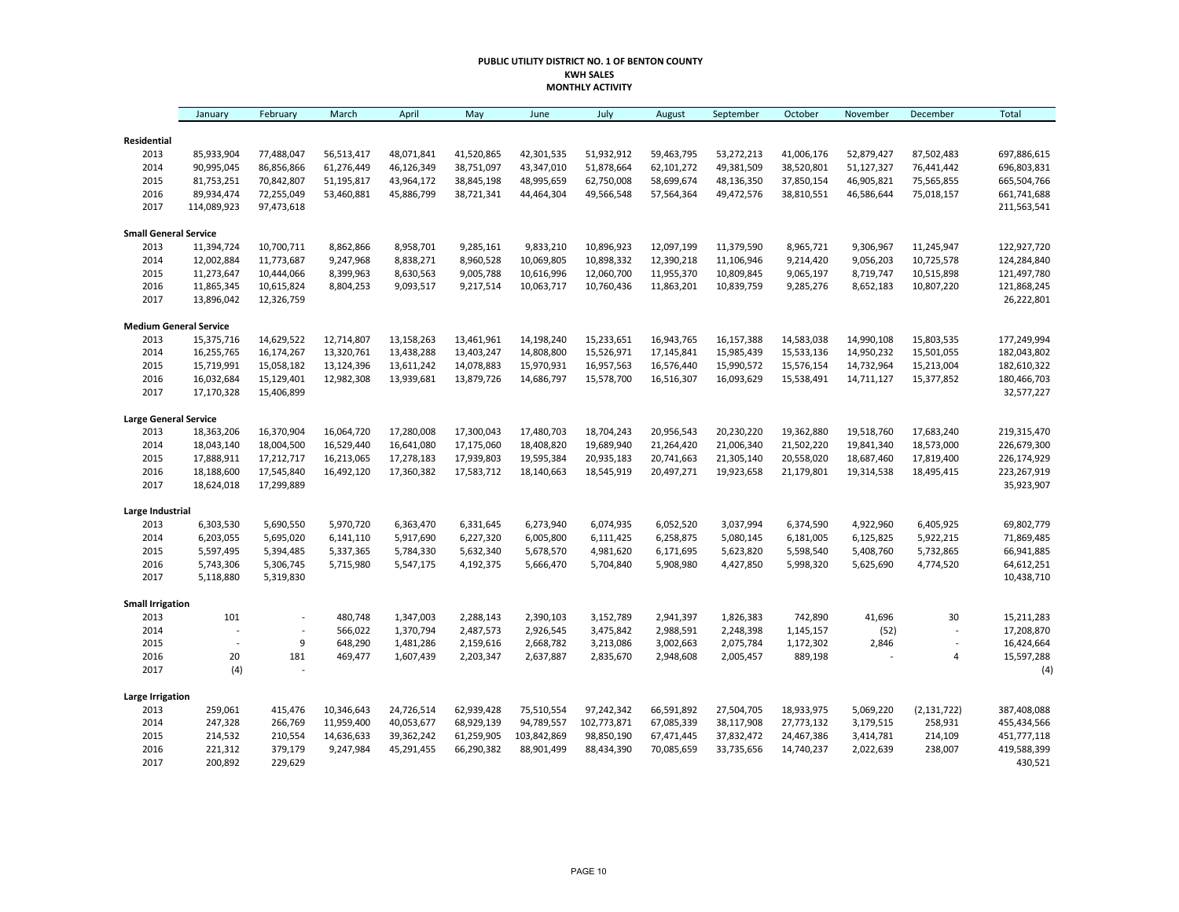**PUBLIC UTILITY DISTRICT NO. 1 OF BENTON COUNTY**
**KWH SALES**
**MONTHLY ACTIVITY**

| | January | February | March | April | May | June | July | August | September | October | November | December | Total |
|---|---|---|---|---|---|---|---|---|---|---|---|---|---|
| **Residential** | | | | | | | | | | | | | |
| 2013 | 85,933,904 | 77,488,047 | 56,513,417 | 48,071,841 | 41,520,865 | 42,301,535 | 51,932,912 | 59,463,795 | 53,272,213 | 41,006,176 | 52,879,427 | 87,502,483 | 697,886,615 |
| 2014 | 90,995,045 | 86,856,866 | 61,276,449 | 46,126,349 | 38,751,097 | 43,347,010 | 51,878,664 | 62,101,272 | 49,381,509 | 38,520,801 | 51,127,327 | 76,441,442 | 696,803,831 |
| 2015 | 81,753,251 | 70,842,807 | 51,195,817 | 43,964,172 | 38,845,198 | 48,995,659 | 62,750,008 | 58,699,674 | 48,136,350 | 37,850,154 | 46,905,821 | 75,565,855 | 665,504,766 |
| 2016 | 89,934,474 | 72,255,049 | 53,460,881 | 45,886,799 | 38,721,341 | 44,464,304 | 49,566,548 | 57,564,364 | 49,472,576 | 38,810,551 | 46,586,644 | 75,018,157 | 661,741,688 |
| 2017 | 114,089,923 | 97,473,618 | | | | | | | | | | | 211,563,541 |
| **Small General Service** | | | | | | | | | | | | | |
| 2013 | 11,394,724 | 10,700,711 | 8,862,866 | 8,958,701 | 9,285,161 | 9,833,210 | 10,896,923 | 12,097,199 | 11,379,590 | 8,965,721 | 9,306,967 | 11,245,947 | 122,927,720 |
| 2014 | 12,002,884 | 11,773,687 | 9,247,968 | 8,838,271 | 8,960,528 | 10,069,805 | 10,898,332 | 12,390,218 | 11,106,946 | 9,214,420 | 9,056,203 | 10,725,578 | 124,284,840 |
| 2015 | 11,273,647 | 10,444,066 | 8,399,963 | 8,630,563 | 9,005,788 | 10,616,996 | 12,060,700 | 11,955,370 | 10,809,845 | 9,065,197 | 8,719,747 | 10,515,898 | 121,497,780 |
| 2016 | 11,865,345 | 10,615,824 | 8,804,253 | 9,093,517 | 9,217,514 | 10,063,717 | 10,760,436 | 11,863,201 | 10,839,759 | 9,285,276 | 8,652,183 | 10,807,220 | 121,868,245 |
| 2017 | 13,896,042 | 12,326,759 | | | | | | | | | | | 26,222,801 |
| **Medium General Service** | | | | | | | | | | | | | |
| 2013 | 15,375,716 | 14,629,522 | 12,714,807 | 13,158,263 | 13,461,961 | 14,198,240 | 15,233,651 | 16,943,765 | 16,157,388 | 14,583,038 | 14,990,108 | 15,803,535 | 177,249,994 |
| 2014 | 16,255,765 | 16,174,267 | 13,320,761 | 13,438,288 | 13,403,247 | 14,808,800 | 15,526,971 | 17,145,841 | 15,985,439 | 15,533,136 | 14,950,232 | 15,501,055 | 182,043,802 |
| 2015 | 15,719,991 | 15,058,182 | 13,124,396 | 13,611,242 | 14,078,883 | 15,970,931 | 16,957,563 | 16,576,440 | 15,990,572 | 15,576,154 | 14,732,964 | 15,213,004 | 182,610,322 |
| 2016 | 16,032,684 | 15,129,401 | 12,982,308 | 13,939,681 | 13,879,726 | 14,686,797 | 15,578,700 | 16,516,307 | 16,093,629 | 15,538,491 | 14,711,127 | 15,377,852 | 180,466,703 |
| 2017 | 17,170,328 | 15,406,899 | | | | | | | | | | | 32,577,227 |
| **Large General Service** | | | | | | | | | | | | | |
| 2013 | 18,363,206 | 16,370,904 | 16,064,720 | 17,280,008 | 17,300,043 | 17,480,703 | 18,704,243 | 20,956,543 | 20,230,220 | 19,362,880 | 19,518,760 | 17,683,240 | 219,315,470 |
| 2014 | 18,043,140 | 18,004,500 | 16,529,440 | 16,641,080 | 17,175,060 | 18,408,820 | 19,689,940 | 21,264,420 | 21,006,340 | 21,502,220 | 19,841,340 | 18,573,000 | 226,679,300 |
| 2015 | 17,888,911 | 17,212,717 | 16,213,065 | 17,278,183 | 17,939,803 | 19,595,384 | 20,935,183 | 20,741,663 | 21,305,140 | 20,558,020 | 18,687,460 | 17,819,400 | 226,174,929 |
| 2016 | 18,188,600 | 17,545,840 | 16,492,120 | 17,360,382 | 17,583,712 | 18,140,663 | 18,545,919 | 20,497,271 | 19,923,658 | 21,179,801 | 19,314,538 | 18,495,415 | 223,267,919 |
| 2017 | 18,624,018 | 17,299,889 | | | | | | | | | | | 35,923,907 |
| **Large Industrial** | | | | | | | | | | | | | |
| 2013 | 6,303,530 | 5,690,550 | 5,970,720 | 6,363,470 | 6,331,645 | 6,273,940 | 6,074,935 | 6,052,520 | 3,037,994 | 6,374,590 | 4,922,960 | 6,405,925 | 69,802,779 |
| 2014 | 6,203,055 | 5,695,020 | 6,141,110 | 5,917,690 | 6,227,320 | 6,005,800 | 6,111,425 | 6,258,875 | 5,080,145 | 6,181,005 | 6,125,825 | 5,922,215 | 71,869,485 |
| 2015 | 5,597,495 | 5,394,485 | 5,337,365 | 5,784,330 | 5,632,340 | 5,678,570 | 4,981,620 | 6,171,695 | 5,623,820 | 5,598,540 | 5,408,760 | 5,732,865 | 66,941,885 |
| 2016 | 5,743,306 | 5,306,745 | 5,715,980 | 5,547,175 | 4,192,375 | 5,666,470 | 5,704,840 | 5,908,980 | 4,427,850 | 5,998,320 | 5,625,690 | 4,774,520 | 64,612,251 |
| 2017 | 5,118,880 | 5,319,830 | | | | | | | | | | | 10,438,710 |
| **Small Irrigation** | | | | | | | | | | | | | |
| 2013 | 101 | - | 480,748 | 1,347,003 | 2,288,143 | 2,390,103 | 3,152,789 | 2,941,397 | 1,826,383 | 742,890 | 41,696 | 30 | 15,211,283 |
| 2014 | - | - | 566,022 | 1,370,794 | 2,487,573 | 2,926,545 | 3,475,842 | 2,988,591 | 2,248,398 | 1,145,157 | (52) | - | 17,208,870 |
| 2015 | - | 9 | 648,290 | 1,481,286 | 2,159,616 | 2,668,782 | 3,213,086 | 3,002,663 | 2,075,784 | 1,172,302 | 2,846 | - | 16,424,664 |
| 2016 | 20 | 181 | 469,477 | 1,607,439 | 2,203,347 | 2,637,887 | 2,835,670 | 2,948,608 | 2,005,457 | 889,198 | - | 4 | 15,597,288 |
| 2017 | (4) | - | | | | | | | | | | | (4) |
| **Large Irrigation** | | | | | | | | | | | | | |
| 2013 | 259,061 | 415,476 | 10,346,643 | 24,726,514 | 62,939,428 | 75,510,554 | 97,242,342 | 66,591,892 | 27,504,705 | 18,933,975 | 5,069,220 | (2,131,722) | 387,408,088 |
| 2014 | 247,328 | 266,769 | 11,959,400 | 40,053,677 | 68,929,139 | 94,789,557 | 102,773,871 | 67,085,339 | 38,117,908 | 27,773,132 | 3,179,515 | 258,931 | 455,434,566 |
| 2015 | 214,532 | 210,554 | 14,636,633 | 39,362,242 | 61,259,905 | 103,842,869 | 98,850,190 | 67,471,445 | 37,832,472 | 24,467,386 | 3,414,781 | 214,109 | 451,777,118 |
| 2016 | 221,312 | 379,179 | 9,247,984 | 45,291,455 | 66,290,382 | 88,901,499 | 88,434,390 | 70,085,659 | 33,735,656 | 14,740,237 | 2,022,639 | 238,007 | 419,588,399 |
| 2017 | 200,892 | 229,629 | | | | | | | | | | | 430,521 |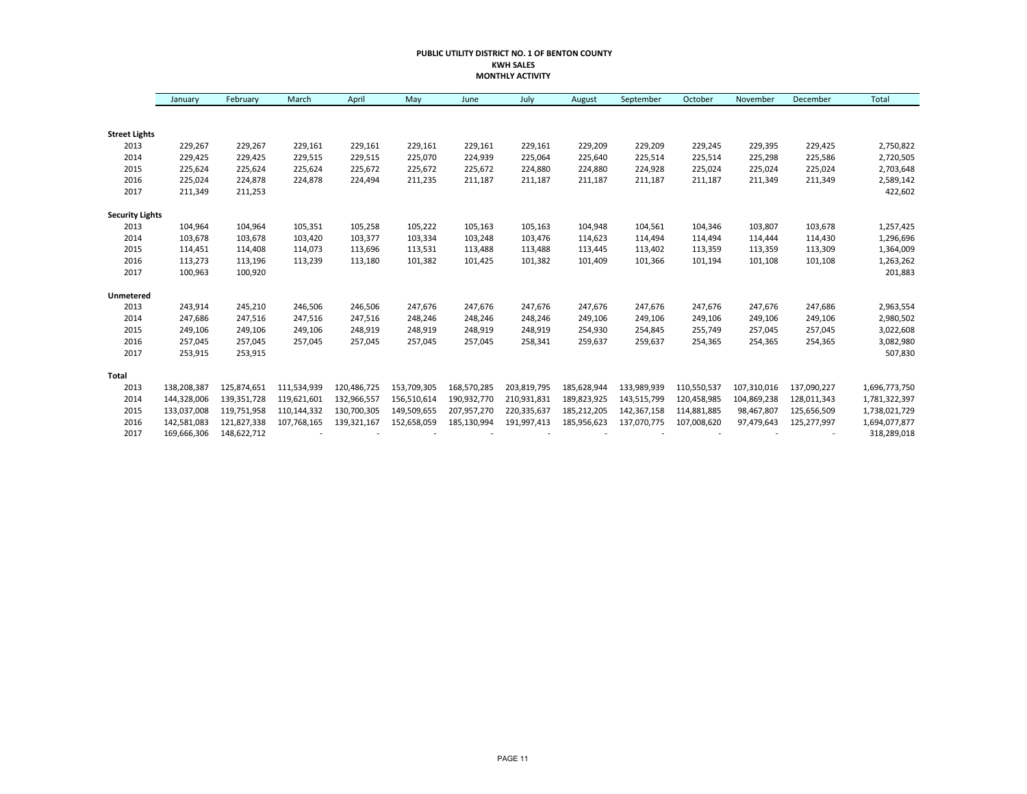**PUBLIC UTILITY DISTRICT NO. 1 OF BENTON COUNTY**
**KWH SALES**
**MONTHLY ACTIVITY**

| | January | February | March | April | May | June | July | August | September | October | November | December | Total |
|---|---|---|---|---|---|---|---|---|---|---|---|---|---|
| **Street Lights** | | | | | | | | | | | | | |
| 2013 | 229,267 | 229,267 | 229,161 | 229,161 | 229,161 | 229,161 | 229,161 | 229,209 | 229,209 | 229,245 | 229,395 | 229,425 | 2,750,822 |
| 2014 | 229,425 | 229,425 | 229,515 | 229,515 | 225,070 | 224,939 | 225,064 | 225,640 | 225,514 | 225,514 | 225,298 | 225,586 | 2,720,505 |
| 2015 | 225,624 | 225,624 | 225,624 | 225,672 | 225,672 | 225,672 | 224,880 | 224,880 | 224,928 | 225,024 | 225,024 | 225,024 | 2,703,648 |
| 2016 | 225,024 | 224,878 | 224,878 | 224,494 | 211,235 | 211,187 | 211,187 | 211,187 | 211,187 | 211,187 | 211,349 | 211,349 | 2,589,142 |
| 2017 | 211,349 | 211,253 | | | | | | | | | | | 422,602 |
| **Security Lights** | | | | | | | | | | | | | |
| 2013 | 104,964 | 104,964 | 105,351 | 105,258 | 105,222 | 105,163 | 105,163 | 104,948 | 104,561 | 104,346 | 103,807 | 103,678 | 1,257,425 |
| 2014 | 103,678 | 103,678 | 103,420 | 103,377 | 103,334 | 103,248 | 103,476 | 114,623 | 114,494 | 114,494 | 114,444 | 114,430 | 1,296,696 |
| 2015 | 114,451 | 114,408 | 114,073 | 113,696 | 113,531 | 113,488 | 113,488 | 113,445 | 113,402 | 113,359 | 113,359 | 113,309 | 1,364,009 |
| 2016 | 113,273 | 113,196 | 113,239 | 113,180 | 101,382 | 101,425 | 101,382 | 101,409 | 101,366 | 101,194 | 101,108 | 101,108 | 1,263,262 |
| 2017 | 100,963 | 100,920 | | | | | | | | | | | 201,883 |
| **Unmetered** | | | | | | | | | | | | | |
| 2013 | 243,914 | 245,210 | 246,506 | 246,506 | 247,676 | 247,676 | 247,676 | 247,676 | 247,676 | 247,676 | 247,676 | 247,686 | 2,963,554 |
| 2014 | 247,686 | 247,516 | 247,516 | 247,516 | 248,246 | 248,246 | 248,246 | 249,106 | 249,106 | 249,106 | 249,106 | 249,106 | 2,980,502 |
| 2015 | 249,106 | 249,106 | 249,106 | 248,919 | 248,919 | 248,919 | 248,919 | 254,930 | 254,845 | 255,749 | 257,045 | 257,045 | 3,022,608 |
| 2016 | 257,045 | 257,045 | 257,045 | 257,045 | 257,045 | 257,045 | 258,341 | 259,637 | 259,637 | 254,365 | 254,365 | 254,365 | 3,082,980 |
| 2017 | 253,915 | 253,915 | | | | | | | | | | | 507,830 |
| **Total** | | | | | | | | | | | | | |
| 2013 | 138,208,387 | 125,874,651 | 111,534,939 | 120,486,725 | 153,709,305 | 168,570,285 | 203,819,795 | 185,628,944 | 133,989,939 | 110,550,537 | 107,310,016 | 137,090,227 | 1,696,773,750 |
| 2014 | 144,328,006 | 139,351,728 | 119,621,601 | 132,966,557 | 156,510,614 | 190,932,770 | 210,931,831 | 189,823,925 | 143,515,799 | 120,458,985 | 104,869,238 | 128,011,343 | 1,781,322,397 |
| 2015 | 133,037,008 | 119,751,958 | 110,144,332 | 130,700,305 | 149,509,655 | 207,957,270 | 220,335,637 | 185,212,205 | 142,367,158 | 114,881,885 | 98,467,807 | 125,656,509 | 1,738,021,729 |
| 2016 | 142,581,083 | 121,827,338 | 107,768,165 | 139,321,167 | 152,658,059 | 185,130,994 | 191,997,413 | 185,956,623 | 137,070,775 | 107,008,620 | 97,479,643 | 125,277,997 | 1,694,077,877 |
| 2017 | 169,666,306 | 148,622,712 | - | - | - | - | - | - | - | - | - | - | 318,289,018 |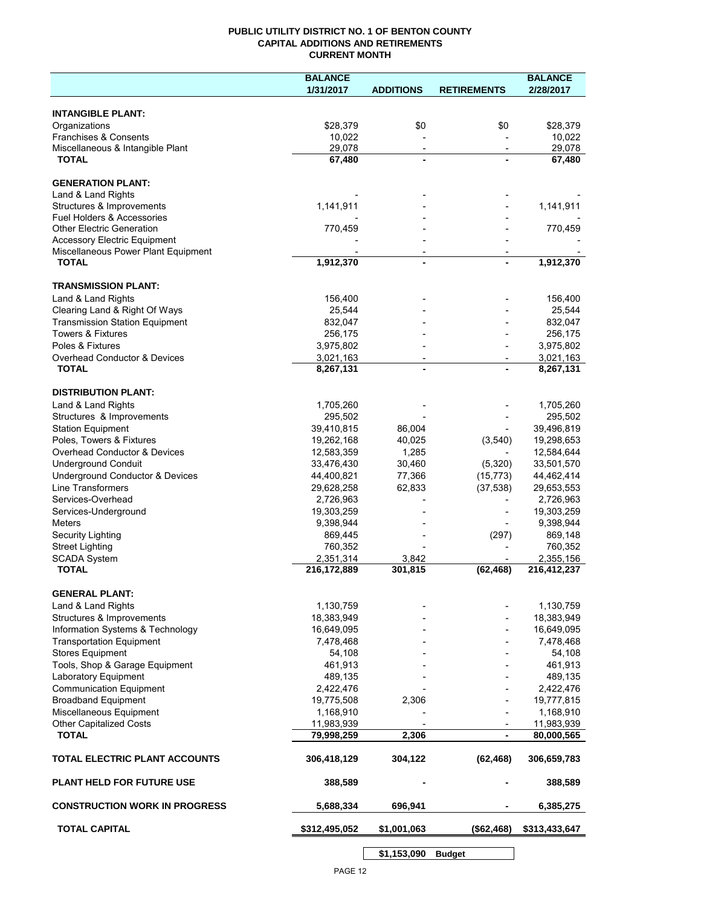**PUBLIC UTILITY DISTRICT NO. 1 OF BENTON COUNTY**
**CAPITAL ADDITIONS AND RETIREMENTS**
**CURRENT MONTH**

| | BALANCE 1/31/2017 | ADDITIONS | RETIREMENTS | BALANCE 2/28/2017 |
|---|---|---|---|---|
| **INTANGIBLE PLANT:** | | | | |
| Organizations | $28,379 | $0 | $0 | $28,379 |
| Franchises & Consents | 10,022 | - | - | 10,022 |
| Miscellaneous & Intangible Plant | 29,078 | - | - | 29,078 |
| **TOTAL** | **67,480** | **-** | **-** | **67,480** |
| **GENERATION PLANT:** | | | | |
| Land & Land Rights | - | - | - | - |
| Structures & Improvements | 1,141,911 | - | - | 1,141,911 |
| Fuel Holders & Accessories | - | - | - | - |
| Other Electric Generation | 770,459 | - | - | 770,459 |
| Accessory Electric Equipment | - | - | - | - |
| Miscellaneous Power Plant Equipment | - | - | - | - |
| **TOTAL** | **1,912,370** | **-** | **-** | **1,912,370** |
| **TRANSMISSION PLANT:** | | | | |
| Land & Land Rights | 156,400 | - | - | 156,400 |
| Clearing Land & Right Of Ways | 25,544 | - | - | 25,544 |
| Transmission Station Equipment | 832,047 | - | - | 832,047 |
| Towers & Fixtures | 256,175 | - | - | 256,175 |
| Poles & Fixtures | 3,975,802 | - | - | 3,975,802 |
| Overhead Conductor & Devices | 3,021,163 | - | - | 3,021,163 |
| **TOTAL** | **8,267,131** | **-** | **-** | **8,267,131** |
| **DISTRIBUTION PLANT:** | | | | |
| Land & Land Rights | 1,705,260 | - | - | 1,705,260 |
| Structures & Improvements | 295,502 | - | - | 295,502 |
| Station Equipment | 39,410,815 | 86,004 | - | 39,496,819 |
| Poles, Towers & Fixtures | 19,262,168 | 40,025 | (3,540) | 19,298,653 |
| Overhead Conductor & Devices | 12,583,359 | 1,285 | - | 12,584,644 |
| Underground Conduit | 33,476,430 | 30,460 | (5,320) | 33,501,570 |
| Underground Conductor & Devices | 44,400,821 | 77,366 | (15,773) | 44,462,414 |
| Line Transformers | 29,628,258 | 62,833 | (37,538) | 29,653,553 |
| Services-Overhead | 2,726,963 | - | - | 2,726,963 |
| Services-Underground | 19,303,259 | - | - | 19,303,259 |
| Meters | 9,398,944 | - | - | 9,398,944 |
| Security Lighting | 869,445 | - | (297) | 869,148 |
| Street Lighting | 760,352 | - | - | 760,352 |
| SCADA System | 2,351,314 | 3,842 | - | 2,355,156 |
| **TOTAL** | **216,172,889** | **301,815** | **(62,468)** | **216,412,237** |
| **GENERAL PLANT:** | | | | |
| Land & Land Rights | 1,130,759 | - | - | 1,130,759 |
| Structures & Improvements | 18,383,949 | - | - | 18,383,949 |
| Information Systems & Technology | 16,649,095 | - | - | 16,649,095 |
| Transportation Equipment | 7,478,468 | - | - | 7,478,468 |
| Stores Equipment | 54,108 | - | - | 54,108 |
| Tools, Shop & Garage Equipment | 461,913 | - | - | 461,913 |
| Laboratory Equipment | 489,135 | - | - | 489,135 |
| Communication Equipment | 2,422,476 | - | - | 2,422,476 |
| Broadband Equipment | 19,775,508 | 2,306 | - | 19,777,815 |
| Miscellaneous Equipment | 1,168,910 | - | - | 1,168,910 |
| Other Capitalized Costs | 11,983,939 | - | - | 11,983,939 |
| **TOTAL** | **79,998,259** | **2,306** | **-** | **80,000,565** |
| **TOTAL ELECTRIC PLANT ACCOUNTS** | **306,418,129** | **304,122** | **(62,468)** | **306,659,783** |
| **PLANT HELD FOR FUTURE USE** | **388,589** | **-** | **-** | **388,589** |
| **CONSTRUCTION WORK IN PROGRESS** | **5,688,334** | **696,941** | **-** | **6,385,275** |
| **TOTAL CAPITAL** | **$312,495,052** | **$1,001,063** | **($62,468)** | **$313,433,647** |

| | |
|---|---|
| **$1,153,090** | **Budget** |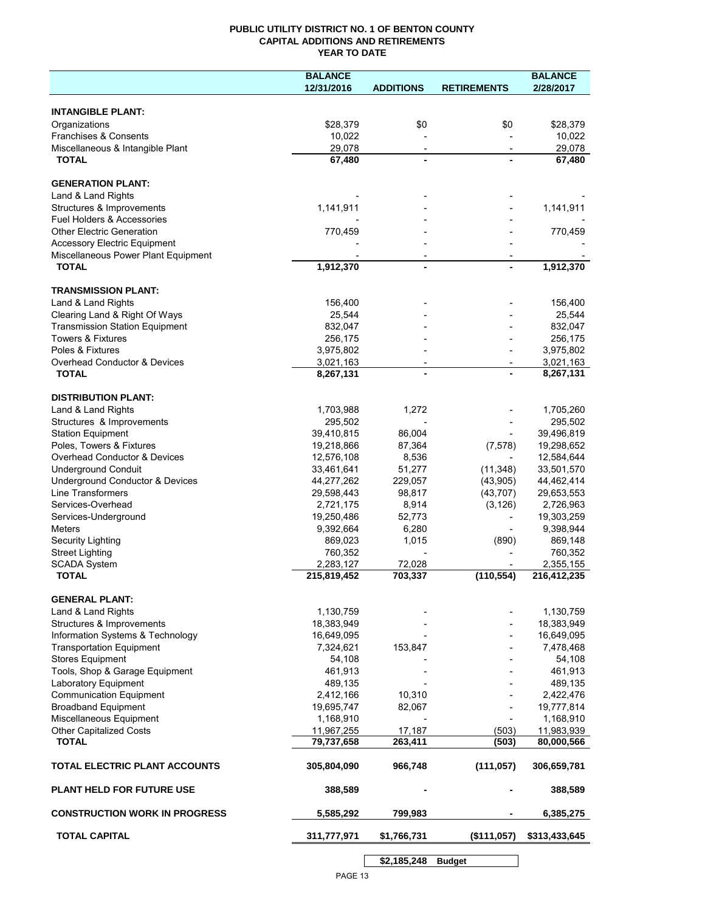**PUBLIC UTILITY DISTRICT NO. 1 OF BENTON COUNTY**
**CAPITAL ADDITIONS AND RETIREMENTS**
**YEAR TO DATE**

| | BALANCE 12/31/2016 | ADDITIONS | RETIREMENTS | BALANCE 2/28/2017 |
|---|---|---|---|---|
| **INTANGIBLE PLANT:** | | | | |
| Organizations | $28,379 | $0 | $0 | $28,379 |
| Franchises & Consents | 10,022 | - | - | 10,022 |
| Miscellaneous & Intangible Plant | 29,078 | - | - | 29,078 |
| **TOTAL** | **67,480** | **-** | **-** | **67,480** |
| **GENERATION PLANT:** | | | | |
| Land & Land Rights | - | - | - | - |
| Structures & Improvements | 1,141,911 | - | - | 1,141,911 |
| Fuel Holders & Accessories | - | - | - | - |
| Other Electric Generation | 770,459 | - | - | 770,459 |
| Accessory Electric Equipment | - | - | - | - |
| Miscellaneous Power Plant Equipment | - | - | - | - |
| **TOTAL** | **1,912,370** | **-** | **-** | **1,912,370** |
| **TRANSMISSION PLANT:** | | | | |
| Land & Land Rights | 156,400 | - | - | 156,400 |
| Clearing Land & Right Of Ways | 25,544 | - | - | 25,544 |
| Transmission Station Equipment | 832,047 | - | - | 832,047 |
| Towers & Fixtures | 256,175 | - | - | 256,175 |
| Poles & Fixtures | 3,975,802 | - | - | 3,975,802 |
| Overhead Conductor & Devices | 3,021,163 | - | - | 3,021,163 |
| **TOTAL** | **8,267,131** | **-** | **-** | **8,267,131** |
| **DISTRIBUTION PLANT:** | | | | |
| Land & Land Rights | 1,703,988 | 1,272 | - | 1,705,260 |
| Structures & Improvements | 295,502 | - | - | 295,502 |
| Station Equipment | 39,410,815 | 86,004 | - | 39,496,819 |
| Poles, Towers & Fixtures | 19,218,866 | 87,364 | (7,578) | 19,298,652 |
| Overhead Conductor & Devices | 12,576,108 | 8,536 | - | 12,584,644 |
| Underground Conduit | 33,461,641 | 51,277 | (11,348) | 33,501,570 |
| Underground Conductor & Devices | 44,277,262 | 229,057 | (43,905) | 44,462,414 |
| Line Transformers | 29,598,443 | 98,817 | (43,707) | 29,653,553 |
| Services-Overhead | 2,721,175 | 8,914 | (3,126) | 2,726,963 |
| Services-Underground | 19,250,486 | 52,773 | - | 19,303,259 |
| Meters | 9,392,664 | 6,280 | - | 9,398,944 |
| Security Lighting | 869,023 | 1,015 | (890) | 869,148 |
| Street Lighting | 760,352 | - | - | 760,352 |
| SCADA System | 2,283,127 | 72,028 | - | 2,355,155 |
| **TOTAL** | **215,819,452** | **703,337** | **(110,554)** | **216,412,235** |
| **GENERAL PLANT:** | | | | |
| Land & Land Rights | 1,130,759 | - | - | 1,130,759 |
| Structures & Improvements | 18,383,949 | - | - | 18,383,949 |
| Information Systems & Technology | 16,649,095 | - | - | 16,649,095 |
| Transportation Equipment | 7,324,621 | 153,847 | - | 7,478,468 |
| Stores Equipment | 54,108 | - | - | 54,108 |
| Tools, Shop & Garage Equipment | 461,913 | - | - | 461,913 |
| Laboratory Equipment | 489,135 | - | - | 489,135 |
| Communication Equipment | 2,412,166 | 10,310 | - | 2,422,476 |
| Broadband Equipment | 19,695,747 | 82,067 | - | 19,777,814 |
| Miscellaneous Equipment | 1,168,910 | - | - | 1,168,910 |
| Other Capitalized Costs | 11,967,255 | 17,187 | (503) | 11,983,939 |
| **TOTAL** | **79,737,658** | **263,411** | **(503)** | **80,000,566** |
| **TOTAL ELECTRIC PLANT ACCOUNTS** | **305,804,090** | **966,748** | **(111,057)** | **306,659,781** |
| **PLANT HELD FOR FUTURE USE** | **388,589** | **-** | **-** | **388,589** |
| **CONSTRUCTION WORK IN PROGRESS** | **5,585,292** | **799,983** | **-** | **6,385,275** |
| **TOTAL CAPITAL** | **311,777,971** | **$1,766,731** | **($111,057)** | **$313,433,645** |

| **$2,185,248** | **Budget** |
|---|---|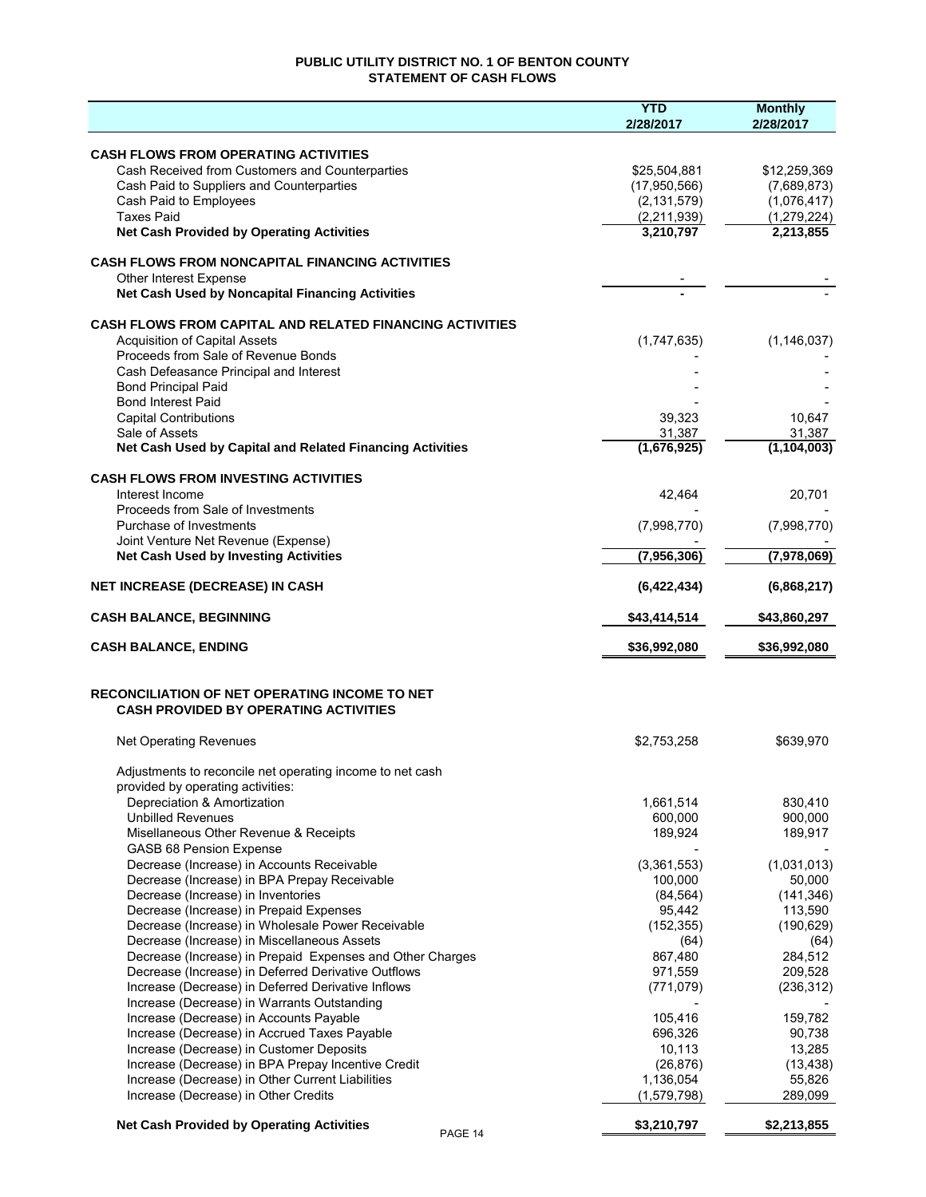# PUBLIC UTILITY DISTRICT NO. 1 OF BENTON COUNTY
## STATEMENT OF CASH FLOWS

| | YTD 2/28/2017 | Monthly 2/28/2017 |
|---|---|---|
| **CASH FLOWS FROM OPERATING ACTIVITIES** | | |
| Cash Received from Customers and Counterparties | $25,504,881 | $12,259,369 |
| Cash Paid to Suppliers and Counterparties | (17,950,566) | (7,689,873) |
| Cash Paid to Employees | (2,131,579) | (1,076,417) |
| Taxes Paid | (2,211,939) | (1,279,224) |
| **Net Cash Provided by Operating Activities** | **3,210,797** | **2,213,855** |
| **CASH FLOWS FROM NONCAPITAL FINANCING ACTIVITIES** | | |
| Other Interest Expense | - | - |
| **Net Cash Used by Noncapital Financing Activities** | **-** | - |
| **CASH FLOWS FROM CAPITAL AND RELATED FINANCING ACTIVITIES** | | |
| Acquisition of Capital Assets | (1,747,635) | (1,146,037) |
| Proceeds from Sale of Revenue Bonds | - | - |
| Cash Defeasance Principal and Interest | - | - |
| Bond Principal Paid | - | - |
| Bond Interest Paid | - | - |
| Capital Contributions | 39,323 | 10,647 |
| Sale of Assets | 31,387 | 31,387 |
| **Net Cash Used by Capital and Related Financing Activities** | **(1,676,925)** | **(1,104,003)** |
| **CASH FLOWS FROM INVESTING ACTIVITIES** | | |
| Interest Income | 42,464 | 20,701 |
| Proceeds from Sale of Investments | - | - |
| Purchase of Investments | (7,998,770) | (7,998,770) |
| Joint Venture Net Revenue (Expense) | - | - |
| **Net Cash Used by Investing Activities** | **(7,956,306)** | **(7,978,069)** |
| **NET INCREASE (DECREASE) IN CASH** | **(6,422,434)** | **(6,868,217)** |
| **CASH BALANCE, BEGINNING** | **$43,414,514** | **$43,860,297** |
| **CASH BALANCE, ENDING** | **$36,992,080** | **$36,992,080** |

**RECONCILIATION OF NET OPERATING INCOME TO NET CASH PROVIDED BY OPERATING ACTIVITIES**

| | YTD 2/28/2017 | Monthly 2/28/2017 |
|---|---|---|
| Net Operating Revenues | $2,753,258 | $639,970 |
| Adjustments to reconcile net operating income to net cash provided by operating activities: | | |
| Depreciation & Amortization | 1,661,514 | 830,410 |
| Unbilled Revenues | 600,000 | 900,000 |
| Misellaneous Other Revenue & Receipts | 189,924 | 189,917 |
| GASB 68 Pension Expense | - | - |
| Decrease (Increase) in Accounts Receivable | (3,361,553) | (1,031,013) |
| Decrease (Increase) in BPA Prepay Receivable | 100,000 | 50,000 |
| Decrease (Increase) in Inventories | (84,564) | (141,346) |
| Decrease (Increase) in Prepaid Expenses | 95,442 | 113,590 |
| Decrease (Increase) in Wholesale Power Receivable | (152,355) | (190,629) |
| Decrease (Increase) in Miscellaneous Assets | (64) | (64) |
| Decrease (Increase) in Prepaid Expenses and Other Charges | 867,480 | 284,512 |
| Decrease (Increase) in Deferred Derivative Outflows | 971,559 | 209,528 |
| Increase (Decrease) in Deferred Derivative Inflows | (771,079) | (236,312) |
| Increase (Decrease) in Warrants Outstanding | - | - |
| Increase (Decrease) in Accounts Payable | 105,416 | 159,782 |
| Increase (Decrease) in Accrued Taxes Payable | 696,326 | 90,738 |
| Increase (Decrease) in Customer Deposits | 10,113 | 13,285 |
| Increase (Decrease) in BPA Prepay Incentive Credit | (26,876) | (13,438) |
| Increase (Decrease) in Other Current Liabilities | 1,136,054 | 55,826 |
| Increase (Decrease) in Other Credits | (1,579,798) | 289,099 |
| **Net Cash Provided by Operating Activities** | **$3,210,797** | **$2,213,855** |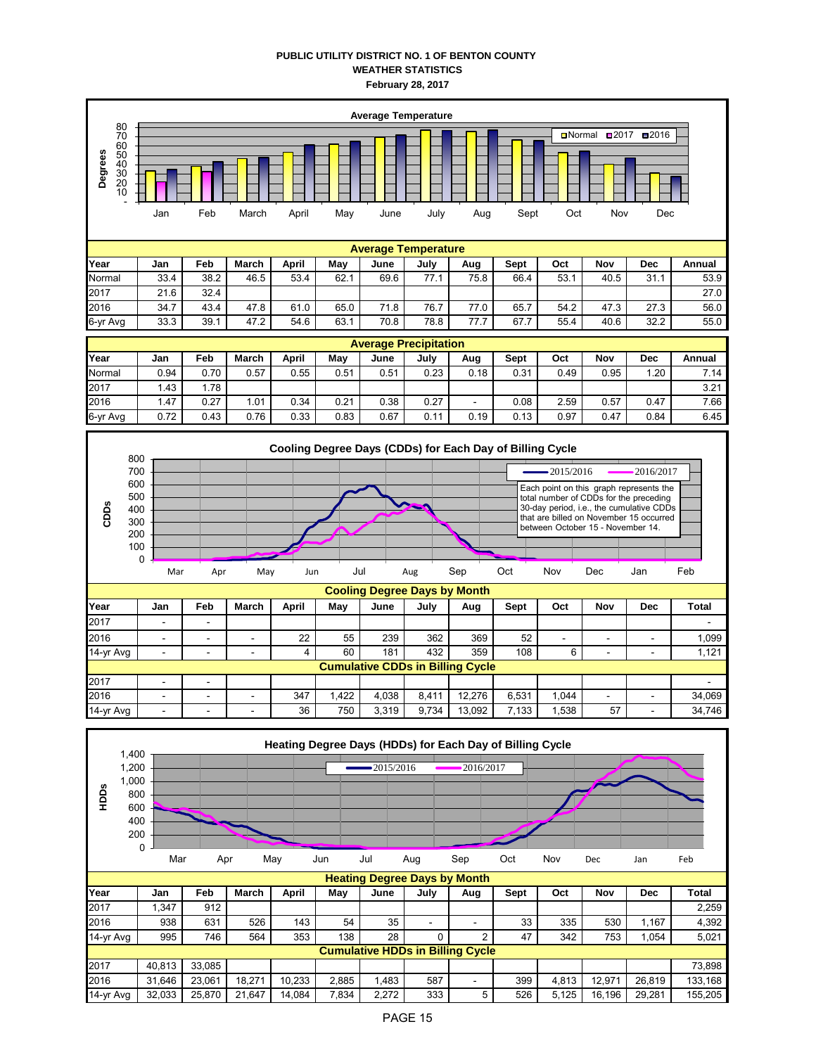**PUBLIC UTILITY DISTRICT NO. 1 OF BENTON COUNTY**
**WEATHER STATISTICS**
**February 28, 2017**

**Average Temperature**

| Year | Jan | Feb | March | April | May | June | July | Aug | Sept | Oct | Nov | Dec | Annual |
|---|---|---|---|---|---|---|---|---|---|---|---|---|---|
| Normal | 33.4 | 38.2 | 46.5 | 53.4 | 62.1 | 69.6 | 77.1 | 75.8 | 66.4 | 53.1 | 40.5 | 31.1 | 53.9 |
| 2017 | 21.6 | 32.4 | | | | | | | | | | | 27.0 |
| 2016 | 34.7 | 43.4 | 47.8 | 61.0 | 65.0 | 71.8 | 76.7 | 77.0 | 65.7 | 54.2 | 47.3 | 27.3 | 56.0 |
| 6-yr Avg | 33.3 | 39.1 | 47.2 | 54.6 | 63.1 | 70.8 | 78.8 | 77.7 | 67.7 | 55.4 | 40.6 | 32.2 | 55.0 |

**Average Precipitation**

| Year | Jan | Feb | March | April | May | June | July | Aug | Sept | Oct | Nov | Dec | Annual |
|---|---|---|---|---|---|---|---|---|---|---|---|---|---|
| Normal | 0.94 | 0.70 | 0.57 | 0.55 | 0.51 | 0.51 | 0.23 | 0.18 | 0.31 | 0.49 | 0.95 | 1.20 | 7.14 |
| 2017 | 1.43 | 1.78 | | | | | | | | | | | 3.21 |
| 2016 | 1.47 | 0.27 | 1.01 | 0.34 | 0.21 | 0.38 | 0.27 | - | 0.08 | 2.59 | 0.57 | 0.47 | 7.66 |
| 6-yr Avg | 0.72 | 0.43 | 0.76 | 0.33 | 0.83 | 0.67 | 0.11 | 0.19 | 0.13 | 0.97 | 0.47 | 0.84 | 6.45 |

**Cooling Degree Days (CDDs) for Each Day of Billing Cycle**

Each point on this graph represents the total number of CDDs for the preceding 30-day period, i.e., the cumulative CDDs that are billed on November 15 occurred between October 15 - November 14.

**Cooling Degree Days by Month**

| Year | Jan | Feb | March | April | May | June | July | Aug | Sept | Oct | Nov | Dec | Total |
|---|---|---|---|---|---|---|---|---|---|---|---|---|---|
| 2017 | - | - | | | | | | | | | | | - |
| 2016 | - | - | - | 22 | 55 | 239 | 362 | 369 | 52 | - | - | - | 1,099 |
| 14-yr Avg | - | - | - | 4 | 60 | 181 | 432 | 359 | 108 | 6 | - | - | 1,121 |
| **Cumulative CDDs in Billing Cycle** | | | | | | | | | | | | | |
| 2017 | - | - | | | | | | | | | | | - |
| 2016 | - | - | - | 347 | 1,422 | 4,038 | 8,411 | 12,276 | 6,531 | 1,044 | - | - | 34,069 |
| 14-yr Avg | - | - | - | 36 | 750 | 3,319 | 9,734 | 13,092 | 7,133 | 1,538 | 57 | - | 34,746 |

**Heating Degree Days (HDDs) for Each Day of Billing Cycle**

**Heating Degree Days by Month**

| Year | Jan | Feb | March | April | May | June | July | Aug | Sept | Oct | Nov | Dec | Total |
|---|---|---|---|---|---|---|---|---|---|---|---|---|---|
| 2017 | 1,347 | 912 | | | | | | | | | | | 2,259 |
| 2016 | 938 | 631 | 526 | 143 | 54 | 35 | - | - | 33 | 335 | 530 | 1,167 | 4,392 |
| 14-yr Avg | 995 | 746 | 564 | 353 | 138 | 28 | 0 | 2 | 47 | 342 | 753 | 1,054 | 5,021 |
| **Cumulative HDDs in Billing Cycle** | | | | | | | | | | | | | |
| 2017 | 40,813 | 33,085 | | | | | | | | | | | 73,898 |
| 2016 | 31,646 | 23,061 | 18,271 | 10,233 | 2,885 | 1,483 | 587 | - | 399 | 4,813 | 12,971 | 26,819 | 133,168 |
| 14-yr Avg | 32,033 | 25,870 | 21,647 | 14,084 | 7,834 | 2,272 | 333 | 5 | 526 | 5,125 | 16,196 | 29,281 | 155,205 |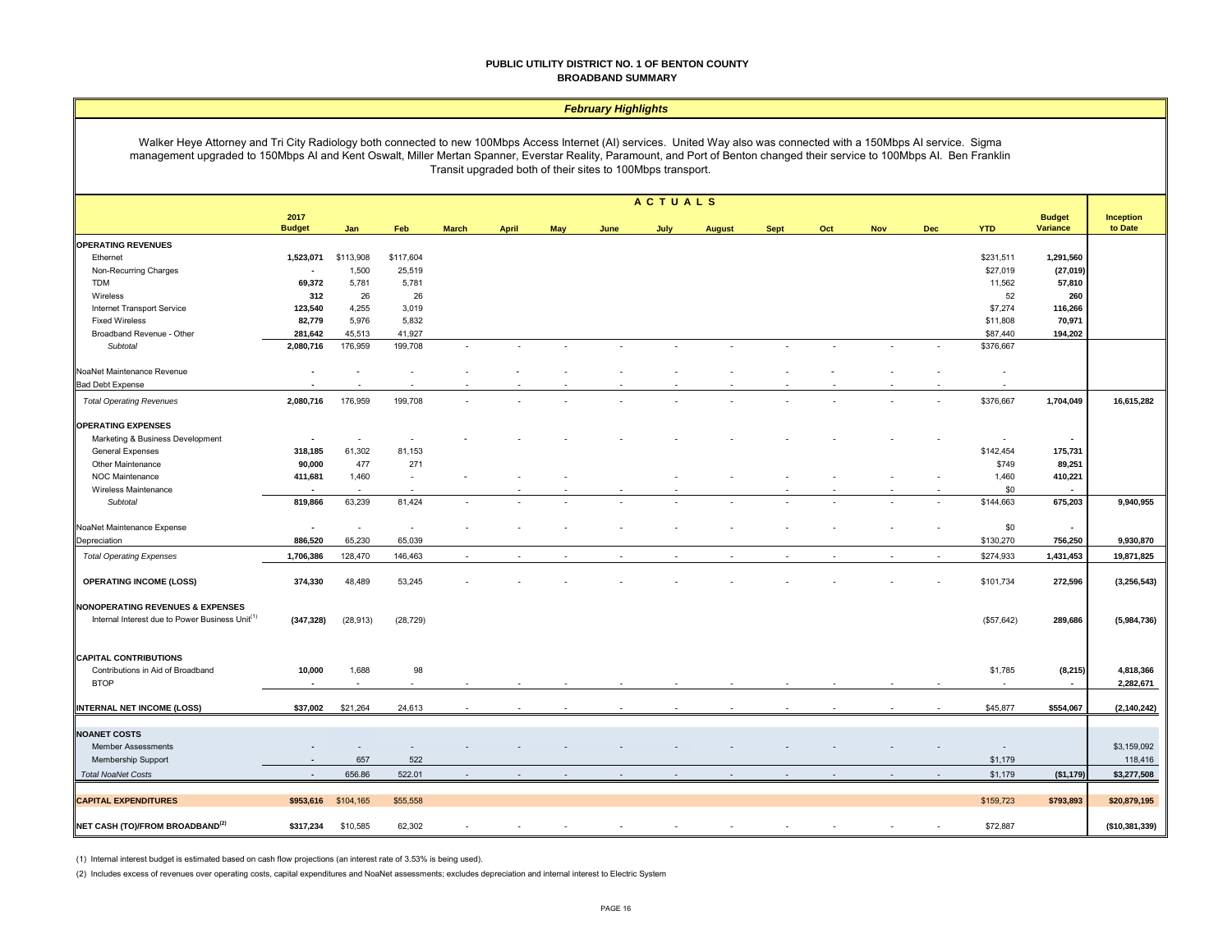**PUBLIC UTILITY DISTRICT NO. 1 OF BENTON COUNTY**
**BROADBAND SUMMARY**

### *February Highlights*

Walker Heye Attorney and Tri City Radiology both connected to new 100Mbps Access Internet (AI) services. United Way also was connected with a 150Mbps AI service. Sigma management upgraded to 150Mbps AI and Kent Oswalt, Miller Mertan Spanner, Everstar Reality, Paramount, and Port of Benton changed their service to 100Mbps AI. Ben Franklin Transit upgraded both of their sites to 100Mbps transport.

| | 2017 Budget | Jan | Feb | March | April | May | June | July | August | Sept | Oct | Nov | Dec | YTD | Budget Variance | Inception to Date |
|---|---|---|---|---|---|---|---|---|---|---|---|---|---|---|---|---|
| | | ACTUALS | | | | | | | | | | | | | | |
| **OPERATING REVENUES** | | | | | | | | | | | | | | | | |
| Ethernet | **1,523,071** | $113,908 | $117,604 | | | | | | | | | | | $231,511 | **1,291,560** | |
| Non-Recurring Charges | **-** | 1,500 | 25,519 | | | | | | | | | | | $27,019 | **(27,019)** | |
| TDM | **69,372** | 5,781 | 5,781 | | | | | | | | | | | 11,562 | **57,810** | |
| Wireless | **312** | 26 | 26 | | | | | | | | | | | 52 | **260** | |
| Internet Transport Service | **123,540** | 4,255 | 3,019 | | | | | | | | | | | $7,274 | **116,266** | |
| Fixed Wireless | **82,779** | 5,976 | 5,832 | | | | | | | | | | | $11,808 | **70,971** | |
| Broadband Revenue - Other | **281,642** | 45,513 | 41,927 | | | | | | | | | | | $87,440 | **194,202** | |
| *Subtotal* | **2,080,716** | 176,959 | 199,708 | - | - | - | - | - | - | - | - | - | - | $376,667 | | |
| NoaNet Maintenance Revenue | **-** | - | - | - | - | - | - | - | - | - | - | - | - | - | | |
| Bad Debt Expense | **-** | - | - | - | - | - | - | - | - | - | - | - | - | - | | |
| *Total Operating Revenues* | **2,080,716** | 176,959 | 199,708 | - | - | - | - | - | - | - | - | - | - | $376,667 | **1,704,049** | **16,615,282** |
| **OPERATING EXPENSES** | | | | | | | | | | | | | | | | |
| Marketing & Business Development | **-** | - | - | - | - | - | - | - | - | - | - | - | - | - | **-** | |
| General Expenses | **318,185** | 61,302 | 81,153 | | | | | | | | | | | $142,454 | **175,731** | |
| Other Maintenance | **90,000** | 477 | 271 | | | | | | | | | | | $749 | **89,251** | |
| NOC Maintenance | **411,681** | 1,460 | - | - | - | - | - | - | - | - | - | - | - | 1,460 | **410,221** | |
| Wireless Maintenance | **-** | - | - | | - | - | - | - | - | - | - | - | - | $0 | **-** | |
| *Subtotal* | **819,866** | 63,239 | 81,424 | - | - | - | - | - | - | - | - | - | - | $144,663 | **675,203** | **9,940,955** |
| NoaNet Maintenance Expense | **-** | - | - | - | - | - | - | - | - | - | - | - | - | $0 | **-** | |
| Depreciation | **886,520** | 65,230 | 65,039 | | | | | | | | | | | $130,270 | **756,250** | **9,930,870** |
| *Total Operating Expenses* | **1,706,386** | 128,470 | 146,463 | - | - | - | - | - | - | - | - | - | - | $274,933 | **1,431,453** | **19,871,825** |
| **OPERATING INCOME (LOSS)** | **374,330** | 48,489 | 53,245 | - | - | - | - | - | - | - | - | - | - | $101,734 | **272,596** | **(3,256,543)** |
| **NONOPERATING REVENUES & EXPENSES** | | | | | | | | | | | | | | | | |
| Internal Interest due to Power Business Unit[1] | **(347,328)** | (28,913) | (28,729) | | | | | | | | | | | ($57,642) | **289,686** | **(5,984,736)** |
| **CAPITAL CONTRIBUTIONS** | | | | | | | | | | | | | | | | |
| Contributions in Aid of Broadband | **10,000** | 1,688 | 98 | | | | | | | | | | | $1,785 | **(8,215)** | **4,818,366** |
| BTOP | **-** | - | - | - | - | - | - | - | - | - | - | - | - | - | **-** | **2,282,671** |
| **INTERNAL NET INCOME (LOSS)** | **$37,002** | $21,264 | 24,613 | - | - | - | - | - | - | - | - | - | - | $45,877 | **$554,067** | **(2,140,242)** |
| **NOANET COSTS** | | | | | | | | | | | | | | | | |
| Member Assessments | **-** | - | - | - | - | - | - | - | - | - | - | - | - | - | | $3,159,092 |
| Membership Support | **-** | 657 | 522 | | | | | | | | | | | $1,179 | | 118,416 |
| *Total NoaNet Costs* | **-** | 656.86 | 522.01 | - | - | - | - | - | - | - | - | - | - | $1,179 | **($1,179)** | **$3,277,508** |
| **CAPITAL EXPENDITURES** | **$953,616** | $104,165 | $55,558 | | | | | | | | | | | $159,723 | **$793,893** | **$20,879,195** |
| **NET CASH (TO)/FROM BROADBAND[2]** | **$317,234** | $10,585 | 62,302 | - | - | - | - | - | - | - | - | - | - | $72,887 | | **($10,381,339)** |

(1) Internal interest budget is estimated based on cash flow projections (an interest rate of 3.53% is being used).

(2) Includes excess of revenues over operating costs, capital expenditures and NoaNet assessments; excludes depreciation and internal interest to Electric System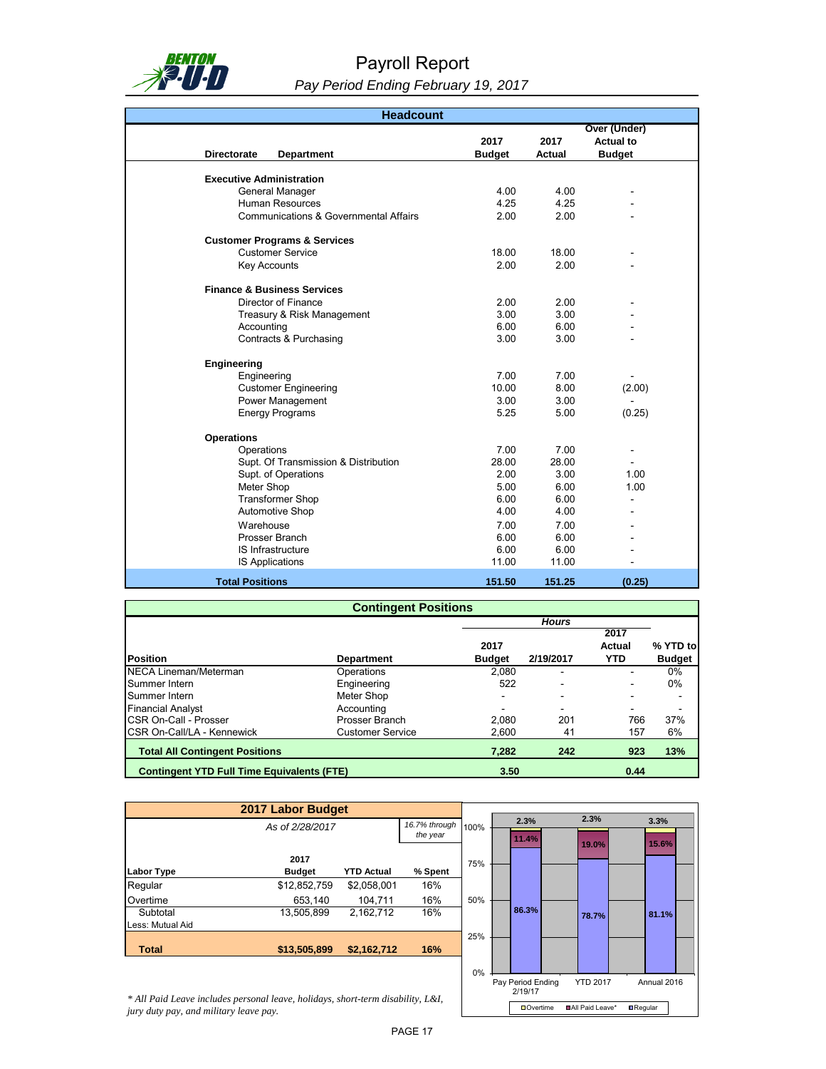# Payroll Report

*Pay Period Ending February 19, 2017*

## Headcount

| Directorate | Department | 2017 Budget | 2017 Actual | Over (Under) Actual to Budget |
|---|---|---|---|---|
| **Executive Administration** | | | | |
| | General Manager | 4.00 | 4.00 | - |
| | Human Resources | 4.25 | 4.25 | - |
| | Communications & Governmental Affairs | 2.00 | 2.00 | - |
| **Customer Programs & Services** | | | | |
| | Customer Service | 18.00 | 18.00 | - |
| | Key Accounts | 2.00 | 2.00 | - |
| **Finance & Business Services** | | | | |
| | Director of Finance | 2.00 | 2.00 | - |
| | Treasury & Risk Management | 3.00 | 3.00 | - |
| | Accounting | 6.00 | 6.00 | - |
| | Contracts & Purchasing | 3.00 | 3.00 | - |
| **Engineering** | | | | |
| | Engineering | 7.00 | 7.00 | - |
| | Customer Engineering | 10.00 | 8.00 | (2.00) |
| | Power Management | 3.00 | 3.00 | - |
| | Energy Programs | 5.25 | 5.00 | (0.25) |
| **Operations** | | | | |
| | Operations | 7.00 | 7.00 | - |
| | Supt. Of Transmission & Distribution | 28.00 | 28.00 | - |
| | Supt. of Operations | 2.00 | 3.00 | 1.00 |
| | Meter Shop | 5.00 | 6.00 | 1.00 |
| | Transformer Shop | 6.00 | 6.00 | - |
| | Automotive Shop | 4.00 | 4.00 | - |
| | Warehouse | 7.00 | 7.00 | - |
| | Prosser Branch | 6.00 | 6.00 | - |
| | IS Infrastructure | 6.00 | 6.00 | - |
| | IS Applications | 11.00 | 11.00 | - |
| **Total Positions** | | **151.50** | **151.25** | **(0.25)** |

## Contingent Positions

| Position | Department | Hours: 2017 Budget | Hours: 2/19/2017 | Hours: 2017 Actual YTD | % YTD to Budget |
|---|---|---|---|---|---|
| NECA Lineman/Meterman | Operations | 2,080 | - | - | 0% |
| Summer Intern | Engineering | 522 | - | - | 0% |
| Summer Intern | Meter Shop | - | - | - | - |
| Financial Analyst | Accounting | - | - | - | - |
| CSR On-Call - Prosser | Prosser Branch | 2,080 | 201 | 766 | 37% |
| CSR On-Call/LA - Kennewick | Customer Service | 2,600 | 41 | 157 | 6% |
| **Total All Contingent Positions** | | **7,282** | **242** | **923** | **13%** |
| **Contingent YTD Full Time Equivalents (FTE)** | | **3.50** | | **0.44** | |

## 2017 Labor Budget

*As of 2/28/2017* — *16.7% through the year*

| Labor Type | 2017 Budget | YTD Actual | % Spent |
|---|---|---|---|
| Regular | $12,852,759 | $2,058,001 | 16% |
| Overtime | 653,140 | 104,711 | 16% |
| Subtotal | 13,505,899 | 2,162,712 | 16% |
| Less: Mutual Aid | | | |
| **Total** | **$13,505,899** | **$2,162,712** | **16%** |

100%
75%
50%
25%
0%

Pay Period Ending 2/19/17: 2.3%, 11.4%, 86.3%
YTD 2017: 2.3%, 19.0%, 78.7%
Annual 2016: 3.3%, 15.6%, 81.1%

Overtime
All Paid Leave*
Regular

*\* All Paid Leave includes personal leave, holidays, short-term disability, L&I, jury duty pay, and military leave pay.*